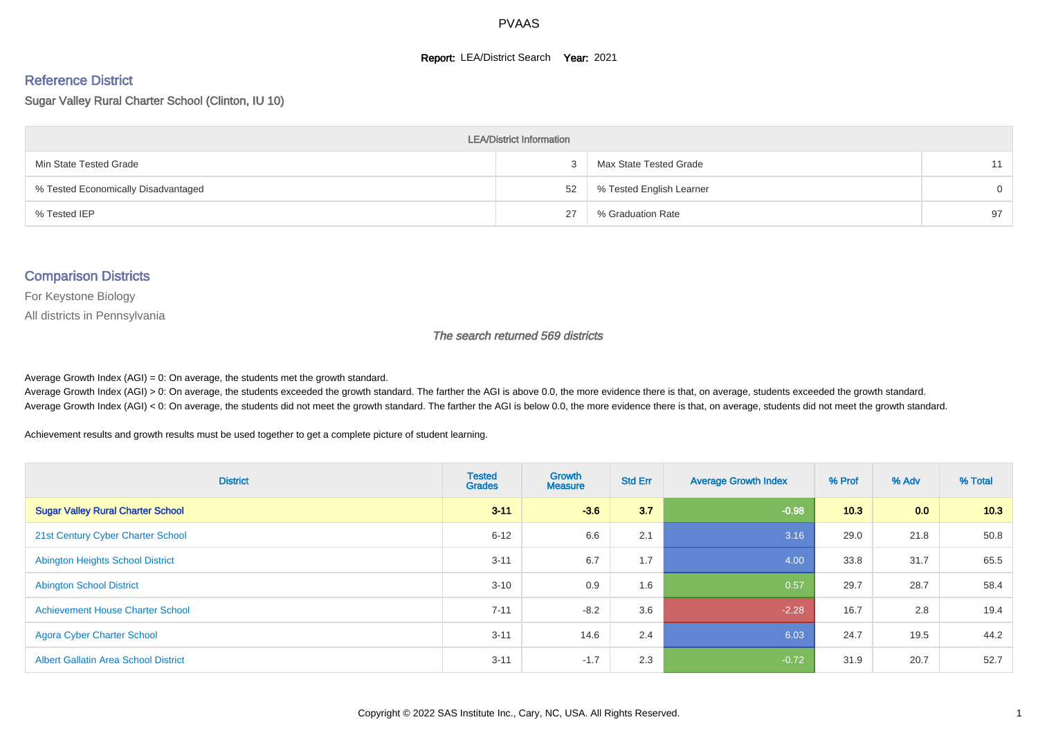# PVAAS

**Report:** LEA/District Search **Year:** 2021

## Reference District

Sugar Valley Rural Charter School (Clinton, IU 10)

| LEA/District Information | | | |
|---|---|---|---|
| Min State Tested Grade | 3 | Max State Tested Grade | 11 |
| % Tested Economically Disadvantaged | 52 | % Tested English Learner | 0 |
| % Tested IEP | 27 | % Graduation Rate | 97 |

## Comparison Districts

For Keystone Biology

All districts in Pennsylvania

*The search returned 569 districts*

Average Growth Index (AGI) = 0: On average, the students met the growth standard.
Average Growth Index (AGI) > 0: On average, the students exceeded the growth standard. The farther the AGI is above 0.0, the more evidence there is that, on average, students exceeded the growth standard.
Average Growth Index (AGI) < 0: On average, the students did not meet the growth standard. The farther the AGI is below 0.0, the more evidence there is that, on average, students did not meet the growth standard.

Achievement results and growth results must be used together to get a complete picture of student learning.

| District | Tested Grades | Growth Measure | Std Err | Average Growth Index | % Prof | % Adv | % Total |
|---|---|---|---|---|---|---|---|
| **Sugar Valley Rural Charter School** | **3-11** | **-3.6** | **3.7** | **-0.98** | **10.3** | **0.0** | **10.3** |
| 21st Century Cyber Charter School | 6-12 | 6.6 | 2.1 | 3.16 | 29.0 | 21.8 | 50.8 |
| Abington Heights School District | 3-11 | 6.7 | 1.7 | 4.00 | 33.8 | 31.7 | 65.5 |
| Abington School District | 3-10 | 0.9 | 1.6 | 0.57 | 29.7 | 28.7 | 58.4 |
| Achievement House Charter School | 7-11 | -8.2 | 3.6 | -2.28 | 16.7 | 2.8 | 19.4 |
| Agora Cyber Charter School | 3-11 | 14.6 | 2.4 | 6.03 | 24.7 | 19.5 | 44.2 |
| Albert Gallatin Area School District | 3-11 | -1.7 | 2.3 | -0.72 | 31.9 | 20.7 | 52.7 |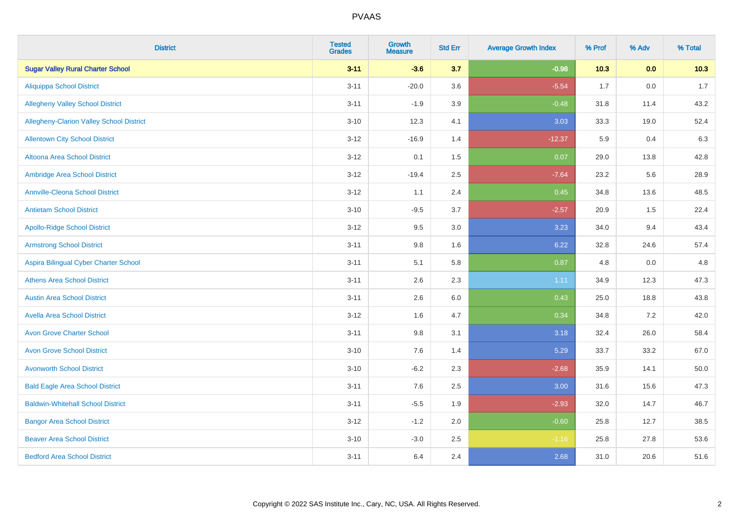# PVAAS

| District | Tested Grades | Growth Measure | Std Err | Average Growth Index | % Prof | % Adv | % Total |
|---|---|---|---|---|---|---|---|
| **Sugar Valley Rural Charter School** | **3-11** | **-3.6** | **3.7** | **-0.98** | **10.3** | **0.0** | **10.3** |
| Aliquippa School District | 3-11 | -20.0 | 3.6 | -5.54 | 1.7 | 0.0 | 1.7 |
| Allegheny Valley School District | 3-11 | -1.9 | 3.9 | -0.48 | 31.8 | 11.4 | 43.2 |
| Allegheny-Clarion Valley School District | 3-10 | 12.3 | 4.1 | 3.03 | 33.3 | 19.0 | 52.4 |
| Allentown City School District | 3-12 | -16.9 | 1.4 | -12.37 | 5.9 | 0.4 | 6.3 |
| Altoona Area School District | 3-12 | 0.1 | 1.5 | 0.07 | 29.0 | 13.8 | 42.8 |
| Ambridge Area School District | 3-12 | -19.4 | 2.5 | -7.64 | 23.2 | 5.6 | 28.9 |
| Annville-Cleona School District | 3-12 | 1.1 | 2.4 | 0.45 | 34.8 | 13.6 | 48.5 |
| Antietam School District | 3-10 | -9.5 | 3.7 | -2.57 | 20.9 | 1.5 | 22.4 |
| Apollo-Ridge School District | 3-12 | 9.5 | 3.0 | 3.23 | 34.0 | 9.4 | 43.4 |
| Armstrong School District | 3-11 | 9.8 | 1.6 | 6.22 | 32.8 | 24.6 | 57.4 |
| Aspira Bilingual Cyber Charter School | 3-11 | 5.1 | 5.8 | 0.87 | 4.8 | 0.0 | 4.8 |
| Athens Area School District | 3-11 | 2.6 | 2.3 | 1.11 | 34.9 | 12.3 | 47.3 |
| Austin Area School District | 3-11 | 2.6 | 6.0 | 0.43 | 25.0 | 18.8 | 43.8 |
| Avella Area School District | 3-12 | 1.6 | 4.7 | 0.34 | 34.8 | 7.2 | 42.0 |
| Avon Grove Charter School | 3-11 | 9.8 | 3.1 | 3.18 | 32.4 | 26.0 | 58.4 |
| Avon Grove School District | 3-10 | 7.6 | 1.4 | 5.29 | 33.7 | 33.2 | 67.0 |
| Avonworth School District | 3-10 | -6.2 | 2.3 | -2.68 | 35.9 | 14.1 | 50.0 |
| Bald Eagle Area School District | 3-11 | 7.6 | 2.5 | 3.00 | 31.6 | 15.6 | 47.3 |
| Baldwin-Whitehall School District | 3-11 | -5.5 | 1.9 | -2.93 | 32.0 | 14.7 | 46.7 |
| Bangor Area School District | 3-12 | -1.2 | 2.0 | -0.60 | 25.8 | 12.7 | 38.5 |
| Beaver Area School District | 3-10 | -3.0 | 2.5 | -1.16 | 25.8 | 27.8 | 53.6 |
| Bedford Area School District | 3-11 | 6.4 | 2.4 | 2.68 | 31.0 | 20.6 | 51.6 |

Copyright © 2022 SAS Institute Inc., Cary, NC, USA. All Rights Reserved.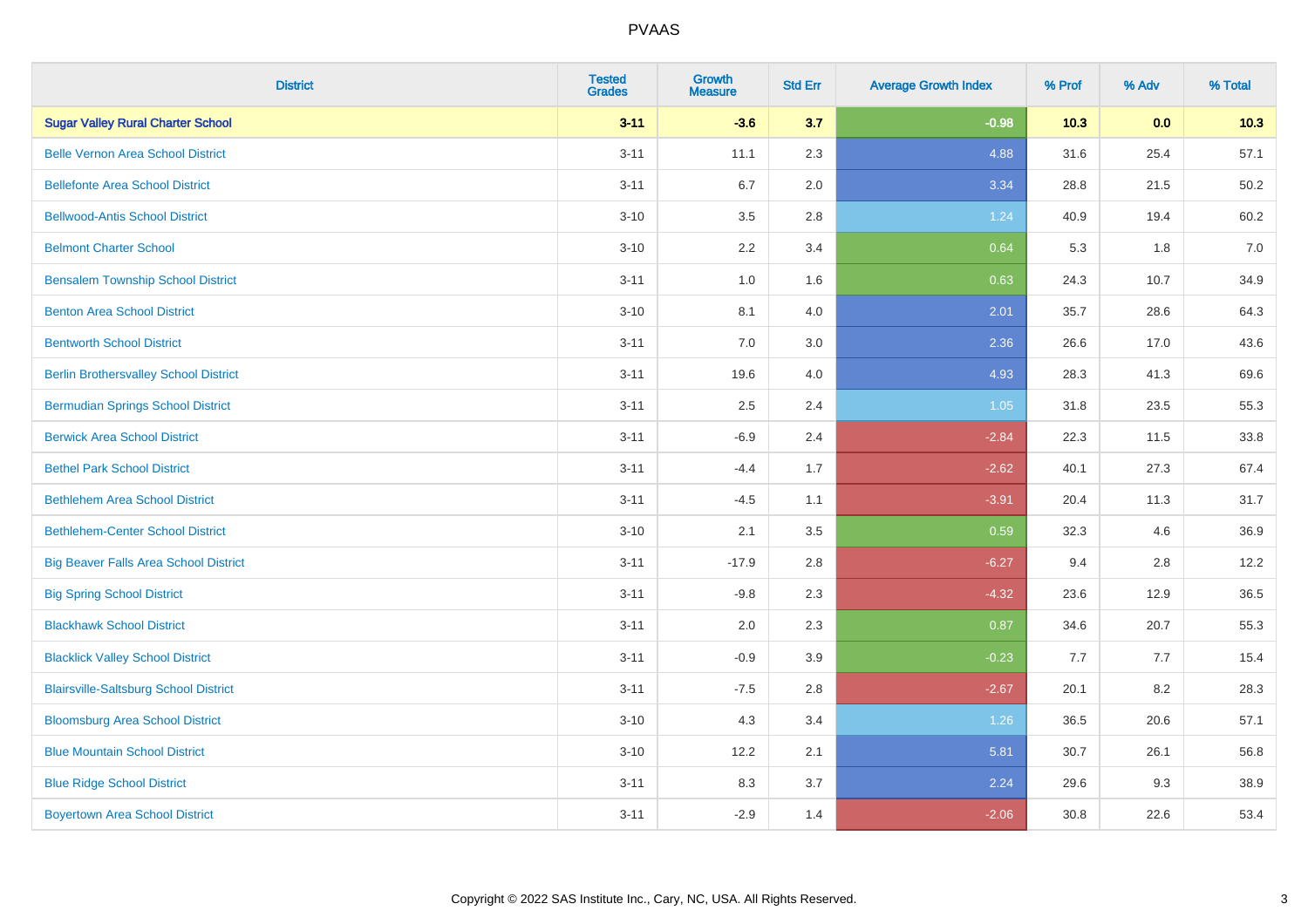# PVAAS

| District | Tested Grades | Growth Measure | Std Err | Average Growth Index | % Prof | % Adv | % Total |
|---|---|---|---|---|---|---|---|
| **Sugar Valley Rural Charter School** | **3-11** | **-3.6** | **3.7** | **-0.98** | **10.3** | **0.0** | **10.3** |
| Belle Vernon Area School District | 3-11 | 11.1 | 2.3 | 4.88 | 31.6 | 25.4 | 57.1 |
| Bellefonte Area School District | 3-11 | 6.7 | 2.0 | 3.34 | 28.8 | 21.5 | 50.2 |
| Bellwood-Antis School District | 3-10 | 3.5 | 2.8 | 1.24 | 40.9 | 19.4 | 60.2 |
| Belmont Charter School | 3-10 | 2.2 | 3.4 | 0.64 | 5.3 | 1.8 | 7.0 |
| Bensalem Township School District | 3-11 | 1.0 | 1.6 | 0.63 | 24.3 | 10.7 | 34.9 |
| Benton Area School District | 3-10 | 8.1 | 4.0 | 2.01 | 35.7 | 28.6 | 64.3 |
| Bentworth School District | 3-11 | 7.0 | 3.0 | 2.36 | 26.6 | 17.0 | 43.6 |
| Berlin Brothersvalley School District | 3-11 | 19.6 | 4.0 | 4.93 | 28.3 | 41.3 | 69.6 |
| Bermudian Springs School District | 3-11 | 2.5 | 2.4 | 1.05 | 31.8 | 23.5 | 55.3 |
| Berwick Area School District | 3-11 | -6.9 | 2.4 | -2.84 | 22.3 | 11.5 | 33.8 |
| Bethel Park School District | 3-11 | -4.4 | 1.7 | -2.62 | 40.1 | 27.3 | 67.4 |
| Bethlehem Area School District | 3-11 | -4.5 | 1.1 | -3.91 | 20.4 | 11.3 | 31.7 |
| Bethlehem-Center School District | 3-10 | 2.1 | 3.5 | 0.59 | 32.3 | 4.6 | 36.9 |
| Big Beaver Falls Area School District | 3-11 | -17.9 | 2.8 | -6.27 | 9.4 | 2.8 | 12.2 |
| Big Spring School District | 3-11 | -9.8 | 2.3 | -4.32 | 23.6 | 12.9 | 36.5 |
| Blackhawk School District | 3-11 | 2.0 | 2.3 | 0.87 | 34.6 | 20.7 | 55.3 |
| Blacklick Valley School District | 3-11 | -0.9 | 3.9 | -0.23 | 7.7 | 7.7 | 15.4 |
| Blairsville-Saltsburg School District | 3-11 | -7.5 | 2.8 | -2.67 | 20.1 | 8.2 | 28.3 |
| Bloomsburg Area School District | 3-10 | 4.3 | 3.4 | 1.26 | 36.5 | 20.6 | 57.1 |
| Blue Mountain School District | 3-10 | 12.2 | 2.1 | 5.81 | 30.7 | 26.1 | 56.8 |
| Blue Ridge School District | 3-11 | 8.3 | 3.7 | 2.24 | 29.6 | 9.3 | 38.9 |
| Boyertown Area School District | 3-11 | -2.9 | 1.4 | -2.06 | 30.8 | 22.6 | 53.4 |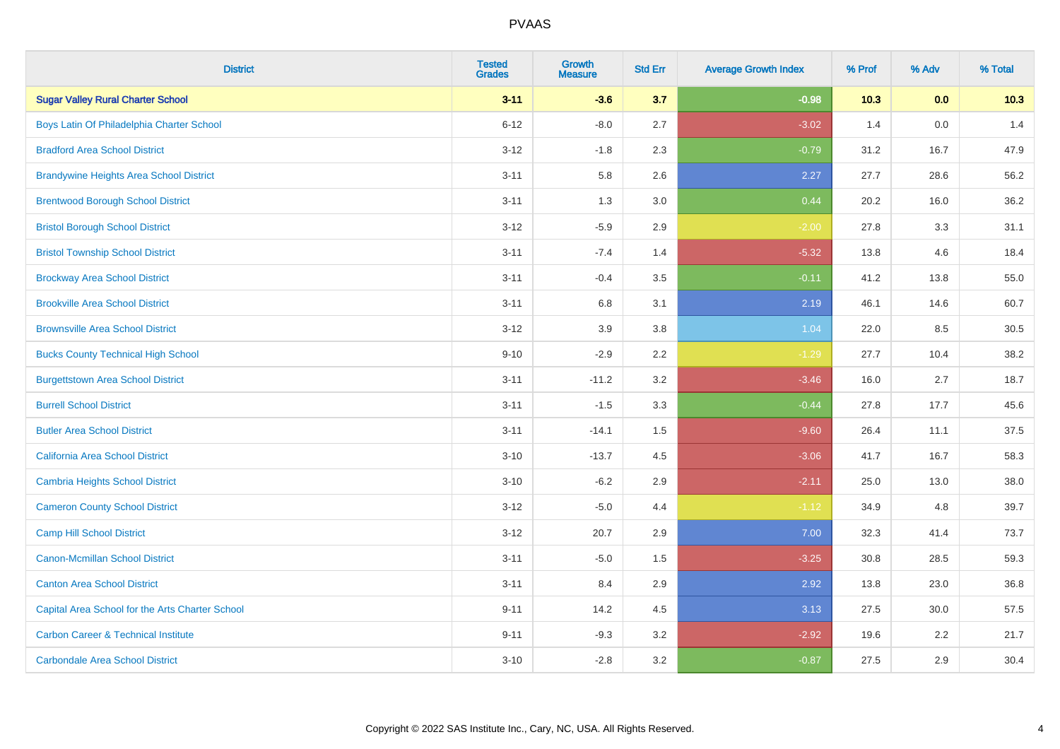# PVAAS

| District | Tested Grades | Growth Measure | Std Err | Average Growth Index | % Prof | % Adv | % Total |
|---|---|---|---|---|---|---|---|
| **Sugar Valley Rural Charter School** | **3-11** | **-3.6** | **3.7** | **-0.98** | **10.3** | **0.0** | **10.3** |
| Boys Latin Of Philadelphia Charter School | 6-12 | -8.0 | 2.7 | -3.02 | 1.4 | 0.0 | 1.4 |
| Bradford Area School District | 3-12 | -1.8 | 2.3 | -0.79 | 31.2 | 16.7 | 47.9 |
| Brandywine Heights Area School District | 3-11 | 5.8 | 2.6 | 2.27 | 27.7 | 28.6 | 56.2 |
| Brentwood Borough School District | 3-11 | 1.3 | 3.0 | 0.44 | 20.2 | 16.0 | 36.2 |
| Bristol Borough School District | 3-12 | -5.9 | 2.9 | -2.00 | 27.8 | 3.3 | 31.1 |
| Bristol Township School District | 3-11 | -7.4 | 1.4 | -5.32 | 13.8 | 4.6 | 18.4 |
| Brockway Area School District | 3-11 | -0.4 | 3.5 | -0.11 | 41.2 | 13.8 | 55.0 |
| Brookville Area School District | 3-11 | 6.8 | 3.1 | 2.19 | 46.1 | 14.6 | 60.7 |
| Brownsville Area School District | 3-12 | 3.9 | 3.8 | 1.04 | 22.0 | 8.5 | 30.5 |
| Bucks County Technical High School | 9-10 | -2.9 | 2.2 | -1.29 | 27.7 | 10.4 | 38.2 |
| Burgettstown Area School District | 3-11 | -11.2 | 3.2 | -3.46 | 16.0 | 2.7 | 18.7 |
| Burrell School District | 3-11 | -1.5 | 3.3 | -0.44 | 27.8 | 17.7 | 45.6 |
| Butler Area School District | 3-11 | -14.1 | 1.5 | -9.60 | 26.4 | 11.1 | 37.5 |
| California Area School District | 3-10 | -13.7 | 4.5 | -3.06 | 41.7 | 16.7 | 58.3 |
| Cambria Heights School District | 3-10 | -6.2 | 2.9 | -2.11 | 25.0 | 13.0 | 38.0 |
| Cameron County School District | 3-12 | -5.0 | 4.4 | -1.12 | 34.9 | 4.8 | 39.7 |
| Camp Hill School District | 3-12 | 20.7 | 2.9 | 7.00 | 32.3 | 41.4 | 73.7 |
| Canon-Mcmillan School District | 3-11 | -5.0 | 1.5 | -3.25 | 30.8 | 28.5 | 59.3 |
| Canton Area School District | 3-11 | 8.4 | 2.9 | 2.92 | 13.8 | 23.0 | 36.8 |
| Capital Area School for the Arts Charter School | 9-11 | 14.2 | 4.5 | 3.13 | 27.5 | 30.0 | 57.5 |
| Carbon Career & Technical Institute | 9-11 | -9.3 | 3.2 | -2.92 | 19.6 | 2.2 | 21.7 |
| Carbondale Area School District | 3-10 | -2.8 | 3.2 | -0.87 | 27.5 | 2.9 | 30.4 |

Copyright © 2022 SAS Institute Inc., Cary, NC, USA. All Rights Reserved.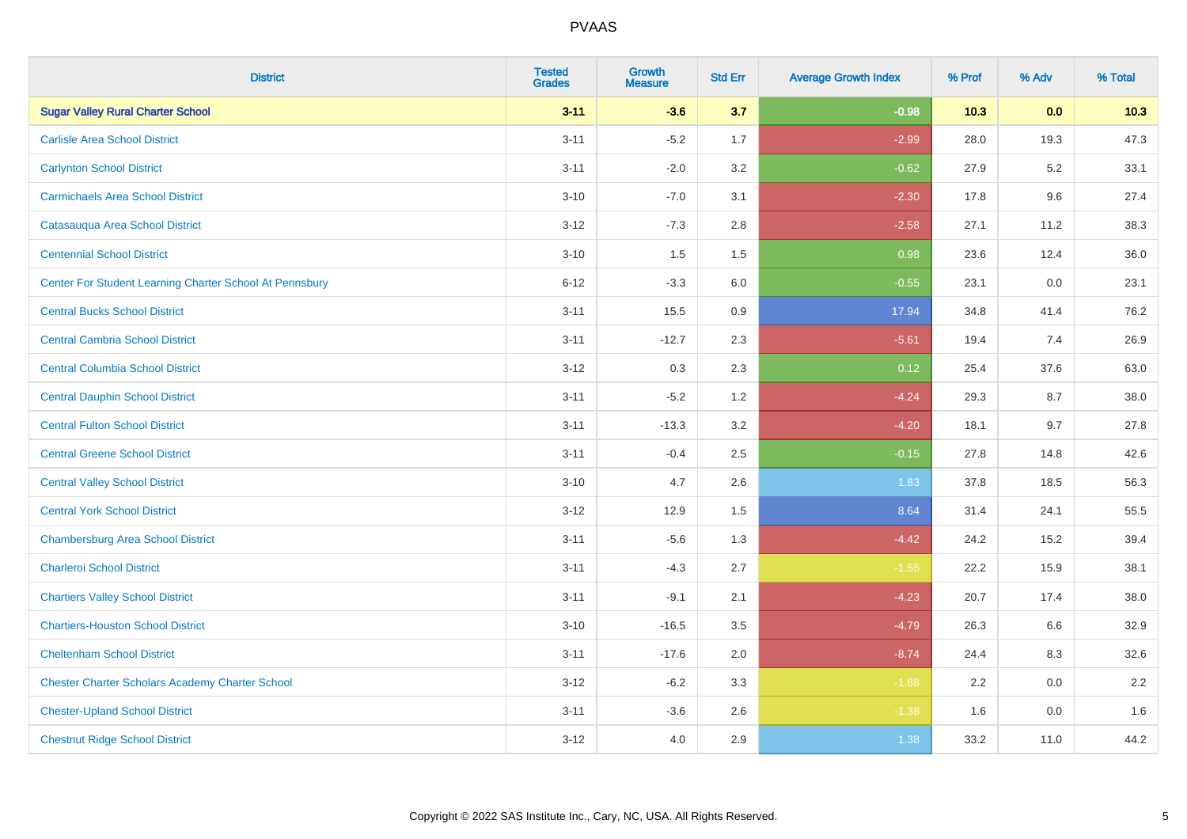# PVAAS

| District | Tested Grades | Growth Measure | Std Err | Average Growth Index | % Prof | % Adv | % Total |
|---|---|---|---|---|---|---|---|
| **Sugar Valley Rural Charter School** | **3-11** | **-3.6** | **3.7** | **-0.98** | **10.3** | **0.0** | **10.3** |
| Carlisle Area School District | 3-11 | -5.2 | 1.7 | -2.99 | 28.0 | 19.3 | 47.3 |
| Carlynton School District | 3-11 | -2.0 | 3.2 | -0.62 | 27.9 | 5.2 | 33.1 |
| Carmichaels Area School District | 3-10 | -7.0 | 3.1 | -2.30 | 17.8 | 9.6 | 27.4 |
| Catasauqua Area School District | 3-12 | -7.3 | 2.8 | -2.58 | 27.1 | 11.2 | 38.3 |
| Centennial School District | 3-10 | 1.5 | 1.5 | 0.98 | 23.6 | 12.4 | 36.0 |
| Center For Student Learning Charter School At Pennsbury | 6-12 | -3.3 | 6.0 | -0.55 | 23.1 | 0.0 | 23.1 |
| Central Bucks School District | 3-11 | 15.5 | 0.9 | 17.94 | 34.8 | 41.4 | 76.2 |
| Central Cambria School District | 3-11 | -12.7 | 2.3 | -5.61 | 19.4 | 7.4 | 26.9 |
| Central Columbia School District | 3-12 | 0.3 | 2.3 | 0.12 | 25.4 | 37.6 | 63.0 |
| Central Dauphin School District | 3-11 | -5.2 | 1.2 | -4.24 | 29.3 | 8.7 | 38.0 |
| Central Fulton School District | 3-11 | -13.3 | 3.2 | -4.20 | 18.1 | 9.7 | 27.8 |
| Central Greene School District | 3-11 | -0.4 | 2.5 | -0.15 | 27.8 | 14.8 | 42.6 |
| Central Valley School District | 3-10 | 4.7 | 2.6 | 1.83 | 37.8 | 18.5 | 56.3 |
| Central York School District | 3-12 | 12.9 | 1.5 | 8.64 | 31.4 | 24.1 | 55.5 |
| Chambersburg Area School District | 3-11 | -5.6 | 1.3 | -4.42 | 24.2 | 15.2 | 39.4 |
| Charleroi School District | 3-11 | -4.3 | 2.7 | -1.55 | 22.2 | 15.9 | 38.1 |
| Chartiers Valley School District | 3-11 | -9.1 | 2.1 | -4.23 | 20.7 | 17.4 | 38.0 |
| Chartiers-Houston School District | 3-10 | -16.5 | 3.5 | -4.79 | 26.3 | 6.6 | 32.9 |
| Cheltenham School District | 3-11 | -17.6 | 2.0 | -8.74 | 24.4 | 8.3 | 32.6 |
| Chester Charter Scholars Academy Charter School | 3-12 | -6.2 | 3.3 | -1.88 | 2.2 | 0.0 | 2.2 |
| Chester-Upland School District | 3-11 | -3.6 | 2.6 | -1.38 | 1.6 | 0.0 | 1.6 |
| Chestnut Ridge School District | 3-12 | 4.0 | 2.9 | 1.38 | 33.2 | 11.0 | 44.2 |

Copyright © 2022 SAS Institute Inc., Cary, NC, USA. All Rights Reserved.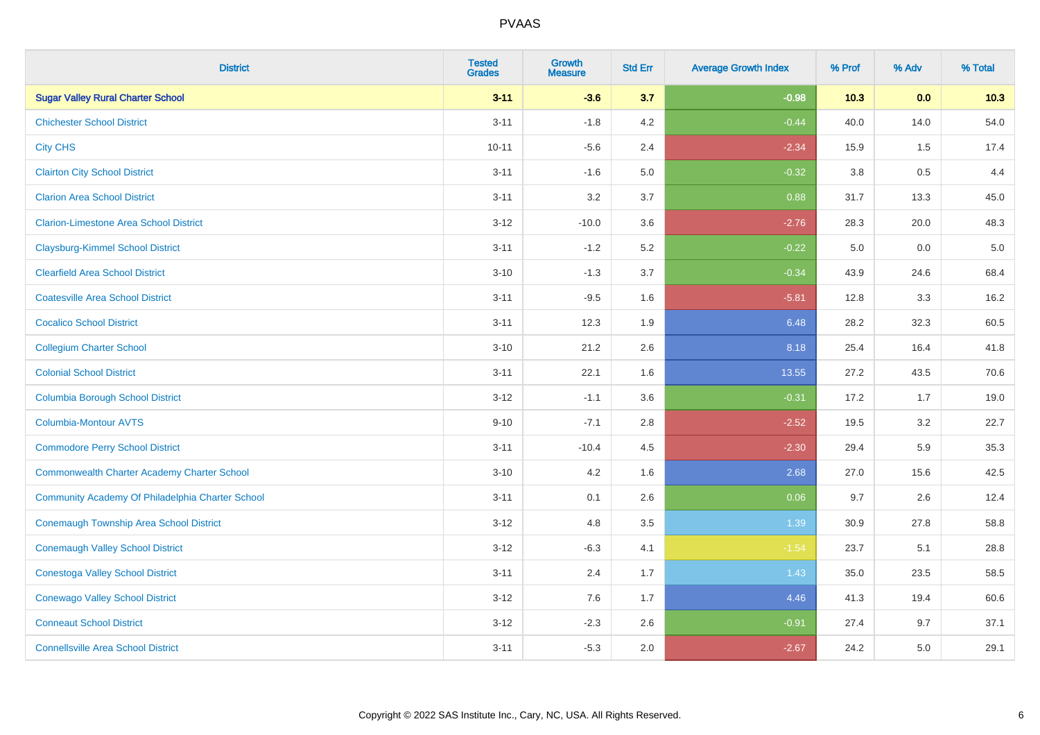| District | Tested Grades | Growth Measure | Std Err | Average Growth Index | % Prof | % Adv | % Total |
|---|---|---|---|---|---|---|---|
| **Sugar Valley Rural Charter School** | **3-11** | **-3.6** | **3.7** | **-0.98** | **10.3** | **0.0** | **10.3** |
| Chichester School District | 3-11 | -1.8 | 4.2 | -0.44 | 40.0 | 14.0 | 54.0 |
| City CHS | 10-11 | -5.6 | 2.4 | -2.34 | 15.9 | 1.5 | 17.4 |
| Clairton City School District | 3-11 | -1.6 | 5.0 | -0.32 | 3.8 | 0.5 | 4.4 |
| Clarion Area School District | 3-11 | 3.2 | 3.7 | 0.88 | 31.7 | 13.3 | 45.0 |
| Clarion-Limestone Area School District | 3-12 | -10.0 | 3.6 | -2.76 | 28.3 | 20.0 | 48.3 |
| Claysburg-Kimmel School District | 3-11 | -1.2 | 5.2 | -0.22 | 5.0 | 0.0 | 5.0 |
| Clearfield Area School District | 3-10 | -1.3 | 3.7 | -0.34 | 43.9 | 24.6 | 68.4 |
| Coatesville Area School District | 3-11 | -9.5 | 1.6 | -5.81 | 12.8 | 3.3 | 16.2 |
| Cocalico School District | 3-11 | 12.3 | 1.9 | 6.48 | 28.2 | 32.3 | 60.5 |
| Collegium Charter School | 3-10 | 21.2 | 2.6 | 8.18 | 25.4 | 16.4 | 41.8 |
| Colonial School District | 3-11 | 22.1 | 1.6 | 13.55 | 27.2 | 43.5 | 70.6 |
| Columbia Borough School District | 3-12 | -1.1 | 3.6 | -0.31 | 17.2 | 1.7 | 19.0 |
| Columbia-Montour AVTS | 9-10 | -7.1 | 2.8 | -2.52 | 19.5 | 3.2 | 22.7 |
| Commodore Perry School District | 3-11 | -10.4 | 4.5 | -2.30 | 29.4 | 5.9 | 35.3 |
| Commonwealth Charter Academy Charter School | 3-10 | 4.2 | 1.6 | 2.68 | 27.0 | 15.6 | 42.5 |
| Community Academy Of Philadelphia Charter School | 3-11 | 0.1 | 2.6 | 0.06 | 9.7 | 2.6 | 12.4 |
| Conemaugh Township Area School District | 3-12 | 4.8 | 3.5 | 1.39 | 30.9 | 27.8 | 58.8 |
| Conemaugh Valley School District | 3-12 | -6.3 | 4.1 | -1.54 | 23.7 | 5.1 | 28.8 |
| Conestoga Valley School District | 3-11 | 2.4 | 1.7 | 1.43 | 35.0 | 23.5 | 58.5 |
| Conewago Valley School District | 3-12 | 7.6 | 1.7 | 4.46 | 41.3 | 19.4 | 60.6 |
| Conneaut School District | 3-12 | -2.3 | 2.6 | -0.91 | 27.4 | 9.7 | 37.1 |
| Connellsville Area School District | 3-11 | -5.3 | 2.0 | -2.67 | 24.2 | 5.0 | 29.1 |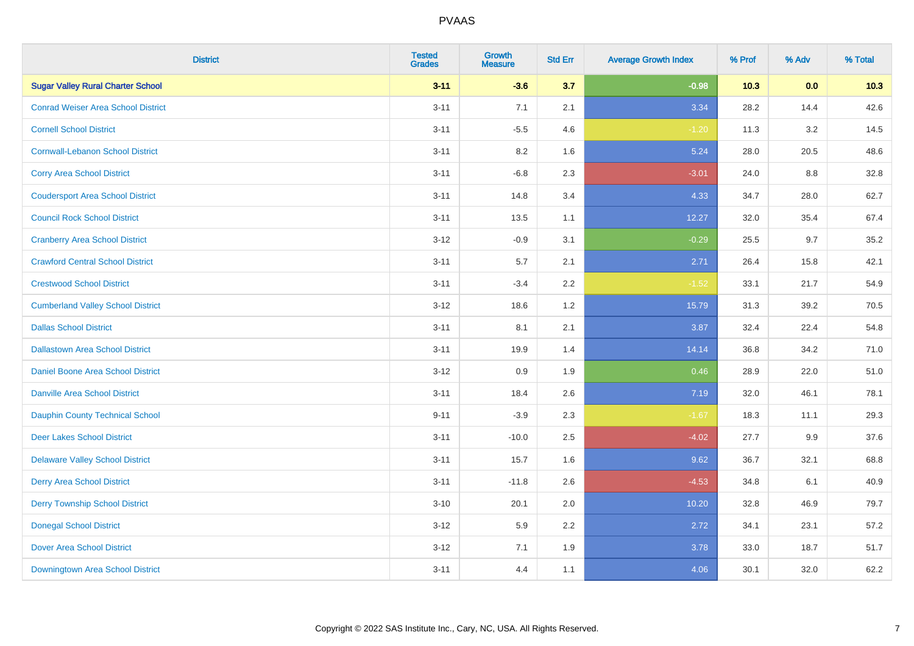# PVAAS

| District | Tested Grades | Growth Measure | Std Err | Average Growth Index | % Prof | % Adv | % Total |
|---|---|---|---|---|---|---|---|
| **Sugar Valley Rural Charter School** | **3-11** | **-3.6** | **3.7** | **-0.98** | **10.3** | **0.0** | **10.3** |
| Conrad Weiser Area School District | 3-11 | 7.1 | 2.1 | 3.34 | 28.2 | 14.4 | 42.6 |
| Cornell School District | 3-11 | -5.5 | 4.6 | -1.20 | 11.3 | 3.2 | 14.5 |
| Cornwall-Lebanon School District | 3-11 | 8.2 | 1.6 | 5.24 | 28.0 | 20.5 | 48.6 |
| Corry Area School District | 3-11 | -6.8 | 2.3 | -3.01 | 24.0 | 8.8 | 32.8 |
| Coudersport Area School District | 3-11 | 14.8 | 3.4 | 4.33 | 34.7 | 28.0 | 62.7 |
| Council Rock School District | 3-11 | 13.5 | 1.1 | 12.27 | 32.0 | 35.4 | 67.4 |
| Cranberry Area School District | 3-12 | -0.9 | 3.1 | -0.29 | 25.5 | 9.7 | 35.2 |
| Crawford Central School District | 3-11 | 5.7 | 2.1 | 2.71 | 26.4 | 15.8 | 42.1 |
| Crestwood School District | 3-11 | -3.4 | 2.2 | -1.52 | 33.1 | 21.7 | 54.9 |
| Cumberland Valley School District | 3-12 | 18.6 | 1.2 | 15.79 | 31.3 | 39.2 | 70.5 |
| Dallas School District | 3-11 | 8.1 | 2.1 | 3.87 | 32.4 | 22.4 | 54.8 |
| Dallastown Area School District | 3-11 | 19.9 | 1.4 | 14.14 | 36.8 | 34.2 | 71.0 |
| Daniel Boone Area School District | 3-12 | 0.9 | 1.9 | 0.46 | 28.9 | 22.0 | 51.0 |
| Danville Area School District | 3-11 | 18.4 | 2.6 | 7.19 | 32.0 | 46.1 | 78.1 |
| Dauphin County Technical School | 9-11 | -3.9 | 2.3 | -1.67 | 18.3 | 11.1 | 29.3 |
| Deer Lakes School District | 3-11 | -10.0 | 2.5 | -4.02 | 27.7 | 9.9 | 37.6 |
| Delaware Valley School District | 3-11 | 15.7 | 1.6 | 9.62 | 36.7 | 32.1 | 68.8 |
| Derry Area School District | 3-11 | -11.8 | 2.6 | -4.53 | 34.8 | 6.1 | 40.9 |
| Derry Township School District | 3-10 | 20.1 | 2.0 | 10.20 | 32.8 | 46.9 | 79.7 |
| Donegal School District | 3-12 | 5.9 | 2.2 | 2.72 | 34.1 | 23.1 | 57.2 |
| Dover Area School District | 3-12 | 7.1 | 1.9 | 3.78 | 33.0 | 18.7 | 51.7 |
| Downingtown Area School District | 3-11 | 4.4 | 1.1 | 4.06 | 30.1 | 32.0 | 62.2 |

Copyright © 2022 SAS Institute Inc., Cary, NC, USA. All Rights Reserved.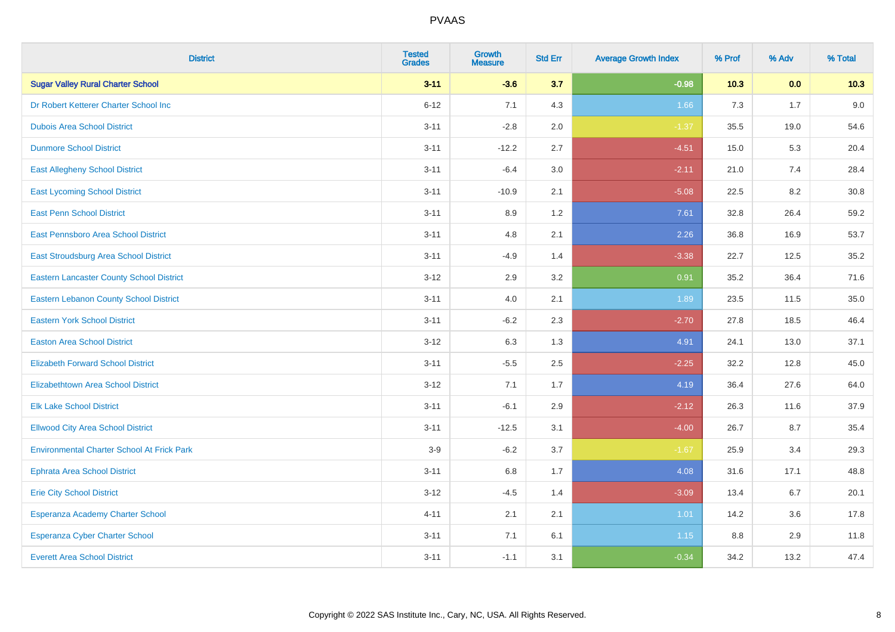# PVAAS

| District | Tested Grades | Growth Measure | Std Err | Average Growth Index | % Prof | % Adv | % Total |
|---|---|---|---|---|---|---|---|
| **Sugar Valley Rural Charter School** | **3-11** | **-3.6** | **3.7** | **-0.98** | **10.3** | **0.0** | **10.3** |
| Dr Robert Ketterer Charter School Inc | 6-12 | 7.1 | 4.3 | 1.66 | 7.3 | 1.7 | 9.0 |
| Dubois Area School District | 3-11 | -2.8 | 2.0 | -1.37 | 35.5 | 19.0 | 54.6 |
| Dunmore School District | 3-11 | -12.2 | 2.7 | -4.51 | 15.0 | 5.3 | 20.4 |
| East Allegheny School District | 3-11 | -6.4 | 3.0 | -2.11 | 21.0 | 7.4 | 28.4 |
| East Lycoming School District | 3-11 | -10.9 | 2.1 | -5.08 | 22.5 | 8.2 | 30.8 |
| East Penn School District | 3-11 | 8.9 | 1.2 | 7.61 | 32.8 | 26.4 | 59.2 |
| East Pennsboro Area School District | 3-11 | 4.8 | 2.1 | 2.26 | 36.8 | 16.9 | 53.7 |
| East Stroudsburg Area School District | 3-11 | -4.9 | 1.4 | -3.38 | 22.7 | 12.5 | 35.2 |
| Eastern Lancaster County School District | 3-12 | 2.9 | 3.2 | 0.91 | 35.2 | 36.4 | 71.6 |
| Eastern Lebanon County School District | 3-11 | 4.0 | 2.1 | 1.89 | 23.5 | 11.5 | 35.0 |
| Eastern York School District | 3-11 | -6.2 | 2.3 | -2.70 | 27.8 | 18.5 | 46.4 |
| Easton Area School District | 3-12 | 6.3 | 1.3 | 4.91 | 24.1 | 13.0 | 37.1 |
| Elizabeth Forward School District | 3-11 | -5.5 | 2.5 | -2.25 | 32.2 | 12.8 | 45.0 |
| Elizabethtown Area School District | 3-12 | 7.1 | 1.7 | 4.19 | 36.4 | 27.6 | 64.0 |
| Elk Lake School District | 3-11 | -6.1 | 2.9 | -2.12 | 26.3 | 11.6 | 37.9 |
| Ellwood City Area School District | 3-11 | -12.5 | 3.1 | -4.00 | 26.7 | 8.7 | 35.4 |
| Environmental Charter School At Frick Park | 3-9 | -6.2 | 3.7 | -1.67 | 25.9 | 3.4 | 29.3 |
| Ephrata Area School District | 3-11 | 6.8 | 1.7 | 4.08 | 31.6 | 17.1 | 48.8 |
| Erie City School District | 3-12 | -4.5 | 1.4 | -3.09 | 13.4 | 6.7 | 20.1 |
| Esperanza Academy Charter School | 4-11 | 2.1 | 2.1 | 1.01 | 14.2 | 3.6 | 17.8 |
| Esperanza Cyber Charter School | 3-11 | 7.1 | 6.1 | 1.15 | 8.8 | 2.9 | 11.8 |
| Everett Area School District | 3-11 | -1.1 | 3.1 | -0.34 | 34.2 | 13.2 | 47.4 |

Copyright © 2022 SAS Institute Inc., Cary, NC, USA. All Rights Reserved.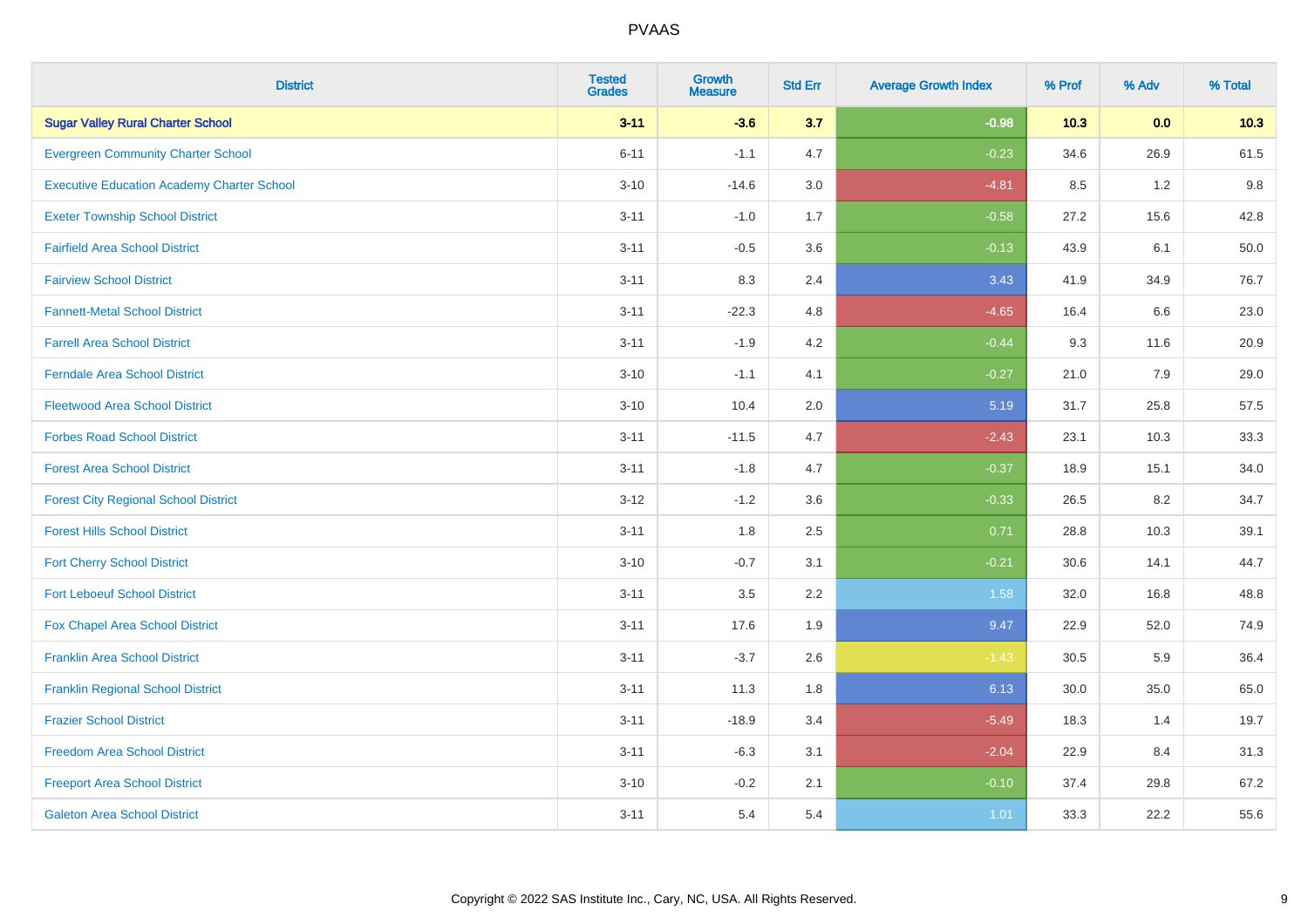PVAAS

| District | Tested Grades | Growth Measure | Std Err | Average Growth Index | % Prof | % Adv | % Total |
|---|---|---|---|---|---|---|---|
| **Sugar Valley Rural Charter School** | **3-11** | **-3.6** | **3.7** | **-0.98** | **10.3** | **0.0** | **10.3** |
| Evergreen Community Charter School | 6-11 | -1.1 | 4.7 | -0.23 | 34.6 | 26.9 | 61.5 |
| Executive Education Academy Charter School | 3-10 | -14.6 | 3.0 | -4.81 | 8.5 | 1.2 | 9.8 |
| Exeter Township School District | 3-11 | -1.0 | 1.7 | -0.58 | 27.2 | 15.6 | 42.8 |
| Fairfield Area School District | 3-11 | -0.5 | 3.6 | -0.13 | 43.9 | 6.1 | 50.0 |
| Fairview School District | 3-11 | 8.3 | 2.4 | 3.43 | 41.9 | 34.9 | 76.7 |
| Fannett-Metal School District | 3-11 | -22.3 | 4.8 | -4.65 | 16.4 | 6.6 | 23.0 |
| Farrell Area School District | 3-11 | -1.9 | 4.2 | -0.44 | 9.3 | 11.6 | 20.9 |
| Ferndale Area School District | 3-10 | -1.1 | 4.1 | -0.27 | 21.0 | 7.9 | 29.0 |
| Fleetwood Area School District | 3-10 | 10.4 | 2.0 | 5.19 | 31.7 | 25.8 | 57.5 |
| Forbes Road School District | 3-11 | -11.5 | 4.7 | -2.43 | 23.1 | 10.3 | 33.3 |
| Forest Area School District | 3-11 | -1.8 | 4.7 | -0.37 | 18.9 | 15.1 | 34.0 |
| Forest City Regional School District | 3-12 | -1.2 | 3.6 | -0.33 | 26.5 | 8.2 | 34.7 |
| Forest Hills School District | 3-11 | 1.8 | 2.5 | 0.71 | 28.8 | 10.3 | 39.1 |
| Fort Cherry School District | 3-10 | -0.7 | 3.1 | -0.21 | 30.6 | 14.1 | 44.7 |
| Fort Leboeuf School District | 3-11 | 3.5 | 2.2 | 1.58 | 32.0 | 16.8 | 48.8 |
| Fox Chapel Area School District | 3-11 | 17.6 | 1.9 | 9.47 | 22.9 | 52.0 | 74.9 |
| Franklin Area School District | 3-11 | -3.7 | 2.6 | -1.43 | 30.5 | 5.9 | 36.4 |
| Franklin Regional School District | 3-11 | 11.3 | 1.8 | 6.13 | 30.0 | 35.0 | 65.0 |
| Frazier School District | 3-11 | -18.9 | 3.4 | -5.49 | 18.3 | 1.4 | 19.7 |
| Freedom Area School District | 3-11 | -6.3 | 3.1 | -2.04 | 22.9 | 8.4 | 31.3 |
| Freeport Area School District | 3-10 | -0.2 | 2.1 | -0.10 | 37.4 | 29.8 | 67.2 |
| Galeton Area School District | 3-11 | 5.4 | 5.4 | 1.01 | 33.3 | 22.2 | 55.6 |

Copyright © 2022 SAS Institute Inc., Cary, NC, USA. All Rights Reserved.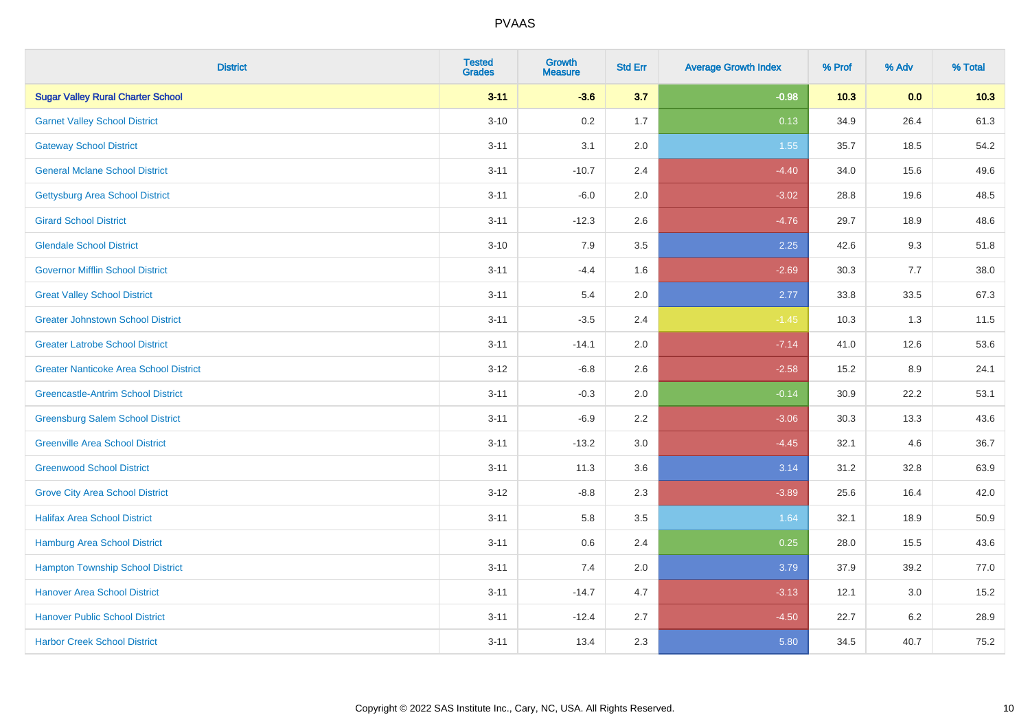| District | Tested Grades | Growth Measure | Std Err | Average Growth Index | % Prof | % Adv | % Total |
|---|---|---|---|---|---|---|---|
| **Sugar Valley Rural Charter School** | **3-11** | **-3.6** | **3.7** | **-0.98** | **10.3** | **0.0** | **10.3** |
| Garnet Valley School District | 3-10 | 0.2 | 1.7 | 0.13 | 34.9 | 26.4 | 61.3 |
| Gateway School District | 3-11 | 3.1 | 2.0 | 1.55 | 35.7 | 18.5 | 54.2 |
| General Mclane School District | 3-11 | -10.7 | 2.4 | -4.40 | 34.0 | 15.6 | 49.6 |
| Gettysburg Area School District | 3-11 | -6.0 | 2.0 | -3.02 | 28.8 | 19.6 | 48.5 |
| Girard School District | 3-11 | -12.3 | 2.6 | -4.76 | 29.7 | 18.9 | 48.6 |
| Glendale School District | 3-10 | 7.9 | 3.5 | 2.25 | 42.6 | 9.3 | 51.8 |
| Governor Mifflin School District | 3-11 | -4.4 | 1.6 | -2.69 | 30.3 | 7.7 | 38.0 |
| Great Valley School District | 3-11 | 5.4 | 2.0 | 2.77 | 33.8 | 33.5 | 67.3 |
| Greater Johnstown School District | 3-11 | -3.5 | 2.4 | -1.45 | 10.3 | 1.3 | 11.5 |
| Greater Latrobe School District | 3-11 | -14.1 | 2.0 | -7.14 | 41.0 | 12.6 | 53.6 |
| Greater Nanticoke Area School District | 3-12 | -6.8 | 2.6 | -2.58 | 15.2 | 8.9 | 24.1 |
| Greencastle-Antrim School District | 3-11 | -0.3 | 2.0 | -0.14 | 30.9 | 22.2 | 53.1 |
| Greensburg Salem School District | 3-11 | -6.9 | 2.2 | -3.06 | 30.3 | 13.3 | 43.6 |
| Greenville Area School District | 3-11 | -13.2 | 3.0 | -4.45 | 32.1 | 4.6 | 36.7 |
| Greenwood School District | 3-11 | 11.3 | 3.6 | 3.14 | 31.2 | 32.8 | 63.9 |
| Grove City Area School District | 3-12 | -8.8 | 2.3 | -3.89 | 25.6 | 16.4 | 42.0 |
| Halifax Area School District | 3-11 | 5.8 | 3.5 | 1.64 | 32.1 | 18.9 | 50.9 |
| Hamburg Area School District | 3-11 | 0.6 | 2.4 | 0.25 | 28.0 | 15.5 | 43.6 |
| Hampton Township School District | 3-11 | 7.4 | 2.0 | 3.79 | 37.9 | 39.2 | 77.0 |
| Hanover Area School District | 3-11 | -14.7 | 4.7 | -3.13 | 12.1 | 3.0 | 15.2 |
| Hanover Public School District | 3-11 | -12.4 | 2.7 | -4.50 | 22.7 | 6.2 | 28.9 |
| Harbor Creek School District | 3-11 | 13.4 | 2.3 | 5.80 | 34.5 | 40.7 | 75.2 |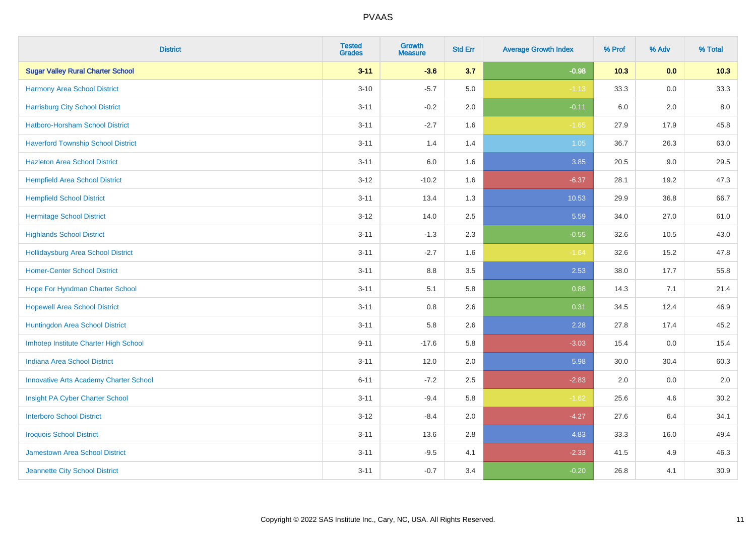# PVAAS

| District | Tested Grades | Growth Measure | Std Err | Average Growth Index | % Prof | % Adv | % Total |
|---|---|---|---|---|---|---|---|
| **Sugar Valley Rural Charter School** | **3-11** | **-3.6** | **3.7** | **-0.98** | **10.3** | **0.0** | **10.3** |
| Harmony Area School District | 3-10 | -5.7 | 5.0 | -1.13 | 33.3 | 0.0 | 33.3 |
| Harrisburg City School District | 3-11 | -0.2 | 2.0 | -0.11 | 6.0 | 2.0 | 8.0 |
| Hatboro-Horsham School District | 3-11 | -2.7 | 1.6 | -1.65 | 27.9 | 17.9 | 45.8 |
| Haverford Township School District | 3-11 | 1.4 | 1.4 | 1.05 | 36.7 | 26.3 | 63.0 |
| Hazleton Area School District | 3-11 | 6.0 | 1.6 | 3.85 | 20.5 | 9.0 | 29.5 |
| Hempfield Area School District | 3-12 | -10.2 | 1.6 | -6.37 | 28.1 | 19.2 | 47.3 |
| Hempfield School District | 3-11 | 13.4 | 1.3 | 10.53 | 29.9 | 36.8 | 66.7 |
| Hermitage School District | 3-12 | 14.0 | 2.5 | 5.59 | 34.0 | 27.0 | 61.0 |
| Highlands School District | 3-11 | -1.3 | 2.3 | -0.55 | 32.6 | 10.5 | 43.0 |
| Hollidaysburg Area School District | 3-11 | -2.7 | 1.6 | -1.64 | 32.6 | 15.2 | 47.8 |
| Homer-Center School District | 3-11 | 8.8 | 3.5 | 2.53 | 38.0 | 17.7 | 55.8 |
| Hope For Hyndman Charter School | 3-11 | 5.1 | 5.8 | 0.88 | 14.3 | 7.1 | 21.4 |
| Hopewell Area School District | 3-11 | 0.8 | 2.6 | 0.31 | 34.5 | 12.4 | 46.9 |
| Huntingdon Area School District | 3-11 | 5.8 | 2.6 | 2.28 | 27.8 | 17.4 | 45.2 |
| Imhotep Institute Charter High School | 9-11 | -17.6 | 5.8 | -3.03 | 15.4 | 0.0 | 15.4 |
| Indiana Area School District | 3-11 | 12.0 | 2.0 | 5.98 | 30.0 | 30.4 | 60.3 |
| Innovative Arts Academy Charter School | 6-11 | -7.2 | 2.5 | -2.83 | 2.0 | 0.0 | 2.0 |
| Insight PA Cyber Charter School | 3-11 | -9.4 | 5.8 | -1.62 | 25.6 | 4.6 | 30.2 |
| Interboro School District | 3-12 | -8.4 | 2.0 | -4.27 | 27.6 | 6.4 | 34.1 |
| Iroquois School District | 3-11 | 13.6 | 2.8 | 4.83 | 33.3 | 16.0 | 49.4 |
| Jamestown Area School District | 3-11 | -9.5 | 4.1 | -2.33 | 41.5 | 4.9 | 46.3 |
| Jeannette City School District | 3-11 | -0.7 | 3.4 | -0.20 | 26.8 | 4.1 | 30.9 |

Copyright © 2022 SAS Institute Inc., Cary, NC, USA. All Rights Reserved.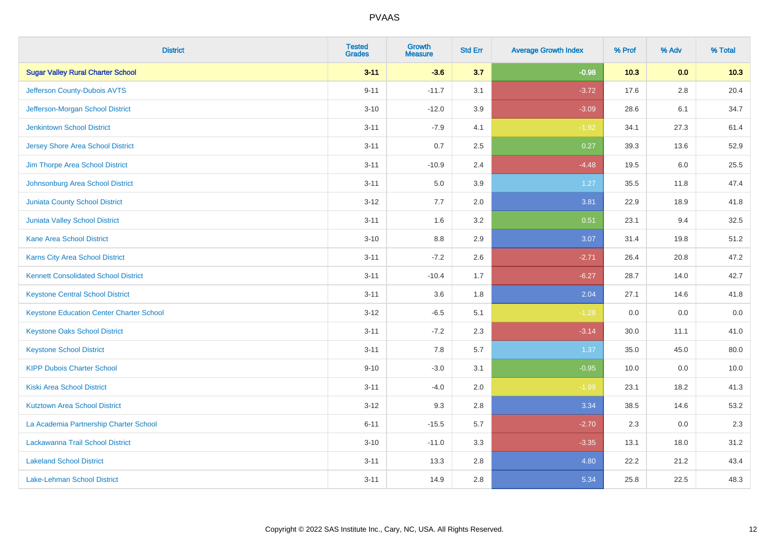| District | Tested Grades | Growth Measure | Std Err | Average Growth Index | % Prof | % Adv | % Total |
|---|---|---|---|---|---|---|---|
| **Sugar Valley Rural Charter School** | **3-11** | **-3.6** | **3.7** | **-0.98** | **10.3** | **0.0** | **10.3** |
| Jefferson County-Dubois AVTS | 9-11 | -11.7 | 3.1 | -3.72 | 17.6 | 2.8 | 20.4 |
| Jefferson-Morgan School District | 3-10 | -12.0 | 3.9 | -3.09 | 28.6 | 6.1 | 34.7 |
| Jenkintown School District | 3-11 | -7.9 | 4.1 | -1.92 | 34.1 | 27.3 | 61.4 |
| Jersey Shore Area School District | 3-11 | 0.7 | 2.5 | 0.27 | 39.3 | 13.6 | 52.9 |
| Jim Thorpe Area School District | 3-11 | -10.9 | 2.4 | -4.48 | 19.5 | 6.0 | 25.5 |
| Johnsonburg Area School District | 3-11 | 5.0 | 3.9 | 1.27 | 35.5 | 11.8 | 47.4 |
| Juniata County School District | 3-12 | 7.7 | 2.0 | 3.81 | 22.9 | 18.9 | 41.8 |
| Juniata Valley School District | 3-11 | 1.6 | 3.2 | 0.51 | 23.1 | 9.4 | 32.5 |
| Kane Area School District | 3-10 | 8.8 | 2.9 | 3.07 | 31.4 | 19.8 | 51.2 |
| Karns City Area School District | 3-11 | -7.2 | 2.6 | -2.71 | 26.4 | 20.8 | 47.2 |
| Kennett Consolidated School District | 3-11 | -10.4 | 1.7 | -6.27 | 28.7 | 14.0 | 42.7 |
| Keystone Central School District | 3-11 | 3.6 | 1.8 | 2.04 | 27.1 | 14.6 | 41.8 |
| Keystone Education Center Charter School | 3-12 | -6.5 | 5.1 | -1.28 | 0.0 | 0.0 | 0.0 |
| Keystone Oaks School District | 3-11 | -7.2 | 2.3 | -3.14 | 30.0 | 11.1 | 41.0 |
| Keystone School District | 3-11 | 7.8 | 5.7 | 1.37 | 35.0 | 45.0 | 80.0 |
| KIPP Dubois Charter School | 9-10 | -3.0 | 3.1 | -0.95 | 10.0 | 0.0 | 10.0 |
| Kiski Area School District | 3-11 | -4.0 | 2.0 | -1.99 | 23.1 | 18.2 | 41.3 |
| Kutztown Area School District | 3-12 | 9.3 | 2.8 | 3.34 | 38.5 | 14.6 | 53.2 |
| La Academia Partnership Charter School | 6-11 | -15.5 | 5.7 | -2.70 | 2.3 | 0.0 | 2.3 |
| Lackawanna Trail School District | 3-10 | -11.0 | 3.3 | -3.35 | 13.1 | 18.0 | 31.2 |
| Lakeland School District | 3-11 | 13.3 | 2.8 | 4.80 | 22.2 | 21.2 | 43.4 |
| Lake-Lehman School District | 3-11 | 14.9 | 2.8 | 5.34 | 25.8 | 22.5 | 48.3 |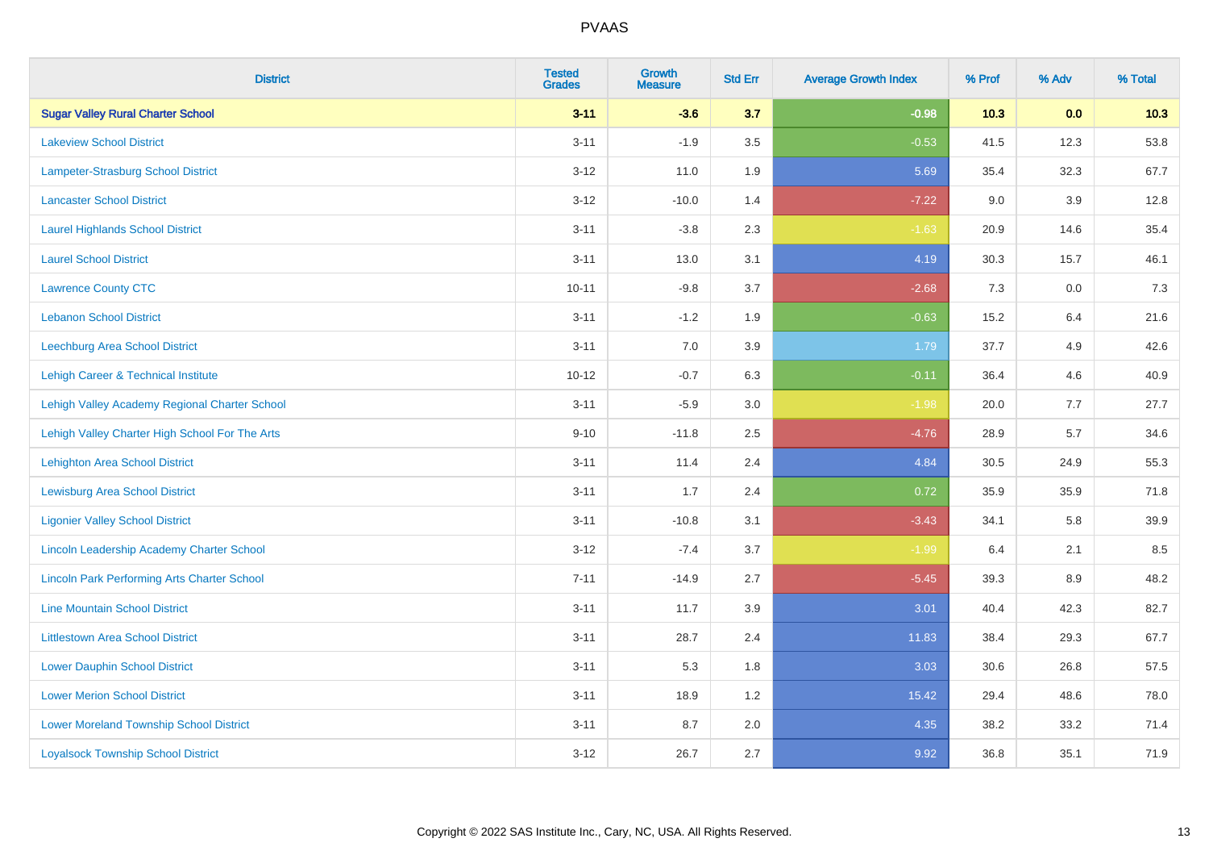PVAAS

| District | Tested Grades | Growth Measure | Std Err | Average Growth Index | % Prof | % Adv | % Total |
|---|---|---|---|---|---|---|---|
| **Sugar Valley Rural Charter School** | **3-11** | **-3.6** | **3.7** | **-0.98** | **10.3** | **0.0** | **10.3** |
| Lakeview School District | 3-11 | -1.9 | 3.5 | -0.53 | 41.5 | 12.3 | 53.8 |
| Lampeter-Strasburg School District | 3-12 | 11.0 | 1.9 | 5.69 | 35.4 | 32.3 | 67.7 |
| Lancaster School District | 3-12 | -10.0 | 1.4 | -7.22 | 9.0 | 3.9 | 12.8 |
| Laurel Highlands School District | 3-11 | -3.8 | 2.3 | -1.63 | 20.9 | 14.6 | 35.4 |
| Laurel School District | 3-11 | 13.0 | 3.1 | 4.19 | 30.3 | 15.7 | 46.1 |
| Lawrence County CTC | 10-11 | -9.8 | 3.7 | -2.68 | 7.3 | 0.0 | 7.3 |
| Lebanon School District | 3-11 | -1.2 | 1.9 | -0.63 | 15.2 | 6.4 | 21.6 |
| Leechburg Area School District | 3-11 | 7.0 | 3.9 | 1.79 | 37.7 | 4.9 | 42.6 |
| Lehigh Career & Technical Institute | 10-12 | -0.7 | 6.3 | -0.11 | 36.4 | 4.6 | 40.9 |
| Lehigh Valley Academy Regional Charter School | 3-11 | -5.9 | 3.0 | -1.98 | 20.0 | 7.7 | 27.7 |
| Lehigh Valley Charter High School For The Arts | 9-10 | -11.8 | 2.5 | -4.76 | 28.9 | 5.7 | 34.6 |
| Lehighton Area School District | 3-11 | 11.4 | 2.4 | 4.84 | 30.5 | 24.9 | 55.3 |
| Lewisburg Area School District | 3-11 | 1.7 | 2.4 | 0.72 | 35.9 | 35.9 | 71.8 |
| Ligonier Valley School District | 3-11 | -10.8 | 3.1 | -3.43 | 34.1 | 5.8 | 39.9 |
| Lincoln Leadership Academy Charter School | 3-12 | -7.4 | 3.7 | -1.99 | 6.4 | 2.1 | 8.5 |
| Lincoln Park Performing Arts Charter School | 7-11 | -14.9 | 2.7 | -5.45 | 39.3 | 8.9 | 48.2 |
| Line Mountain School District | 3-11 | 11.7 | 3.9 | 3.01 | 40.4 | 42.3 | 82.7 |
| Littlestown Area School District | 3-11 | 28.7 | 2.4 | 11.83 | 38.4 | 29.3 | 67.7 |
| Lower Dauphin School District | 3-11 | 5.3 | 1.8 | 3.03 | 30.6 | 26.8 | 57.5 |
| Lower Merion School District | 3-11 | 18.9 | 1.2 | 15.42 | 29.4 | 48.6 | 78.0 |
| Lower Moreland Township School District | 3-11 | 8.7 | 2.0 | 4.35 | 38.2 | 33.2 | 71.4 |
| Loyalsock Township School District | 3-12 | 26.7 | 2.7 | 9.92 | 36.8 | 35.1 | 71.9 |

Copyright © 2022 SAS Institute Inc., Cary, NC, USA. All Rights Reserved.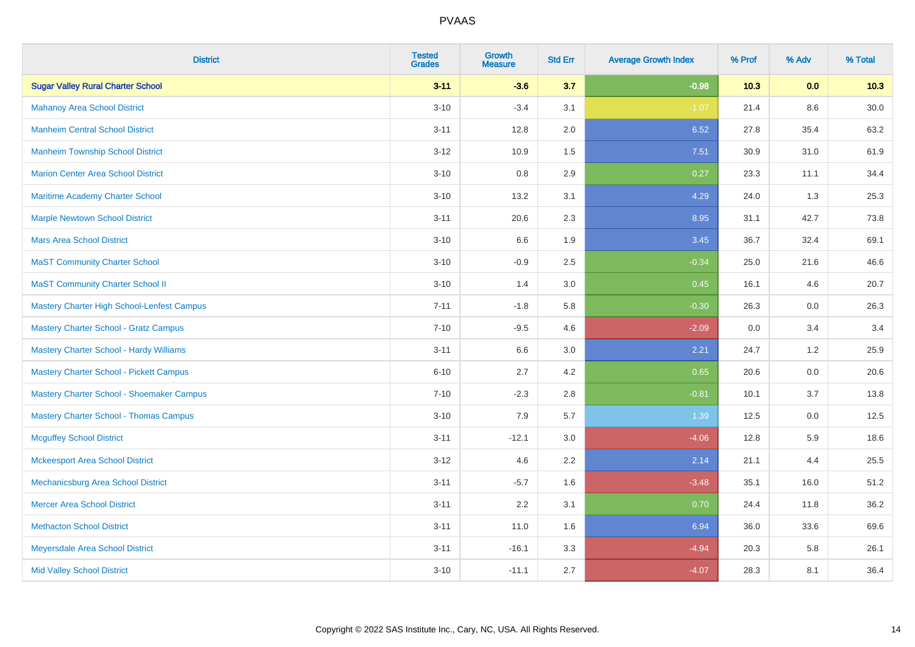| District | Tested Grades | Growth Measure | Std Err | Average Growth Index | % Prof | % Adv | % Total |
|---|---|---|---|---|---|---|---|
| **Sugar Valley Rural Charter School** | **3-11** | **-3.6** | **3.7** | **-0.98** | **10.3** | **0.0** | **10.3** |
| Mahanoy Area School District | 3-10 | -3.4 | 3.1 | -1.07 | 21.4 | 8.6 | 30.0 |
| Manheim Central School District | 3-11 | 12.8 | 2.0 | 6.52 | 27.8 | 35.4 | 63.2 |
| Manheim Township School District | 3-12 | 10.9 | 1.5 | 7.51 | 30.9 | 31.0 | 61.9 |
| Marion Center Area School District | 3-10 | 0.8 | 2.9 | 0.27 | 23.3 | 11.1 | 34.4 |
| Maritime Academy Charter School | 3-10 | 13.2 | 3.1 | 4.29 | 24.0 | 1.3 | 25.3 |
| Marple Newtown School District | 3-11 | 20.6 | 2.3 | 8.95 | 31.1 | 42.7 | 73.8 |
| Mars Area School District | 3-10 | 6.6 | 1.9 | 3.45 | 36.7 | 32.4 | 69.1 |
| MaST Community Charter School | 3-10 | -0.9 | 2.5 | -0.34 | 25.0 | 21.6 | 46.6 |
| MaST Community Charter School II | 3-10 | 1.4 | 3.0 | 0.45 | 16.1 | 4.6 | 20.7 |
| Mastery Charter High School-Lenfest Campus | 7-11 | -1.8 | 5.8 | -0.30 | 26.3 | 0.0 | 26.3 |
| Mastery Charter School - Gratz Campus | 7-10 | -9.5 | 4.6 | -2.09 | 0.0 | 3.4 | 3.4 |
| Mastery Charter School - Hardy Williams | 3-11 | 6.6 | 3.0 | 2.21 | 24.7 | 1.2 | 25.9 |
| Mastery Charter School - Pickett Campus | 6-10 | 2.7 | 4.2 | 0.65 | 20.6 | 0.0 | 20.6 |
| Mastery Charter School - Shoemaker Campus | 7-10 | -2.3 | 2.8 | -0.81 | 10.1 | 3.7 | 13.8 |
| Mastery Charter School - Thomas Campus | 3-10 | 7.9 | 5.7 | 1.39 | 12.5 | 0.0 | 12.5 |
| Mcguffey School District | 3-11 | -12.1 | 3.0 | -4.06 | 12.8 | 5.9 | 18.6 |
| Mckeesport Area School District | 3-12 | 4.6 | 2.2 | 2.14 | 21.1 | 4.4 | 25.5 |
| Mechanicsburg Area School District | 3-11 | -5.7 | 1.6 | -3.48 | 35.1 | 16.0 | 51.2 |
| Mercer Area School District | 3-11 | 2.2 | 3.1 | 0.70 | 24.4 | 11.8 | 36.2 |
| Methacton School District | 3-11 | 11.0 | 1.6 | 6.94 | 36.0 | 33.6 | 69.6 |
| Meyersdale Area School District | 3-11 | -16.1 | 3.3 | -4.94 | 20.3 | 5.8 | 26.1 |
| Mid Valley School District | 3-10 | -11.1 | 2.7 | -4.07 | 28.3 | 8.1 | 36.4 |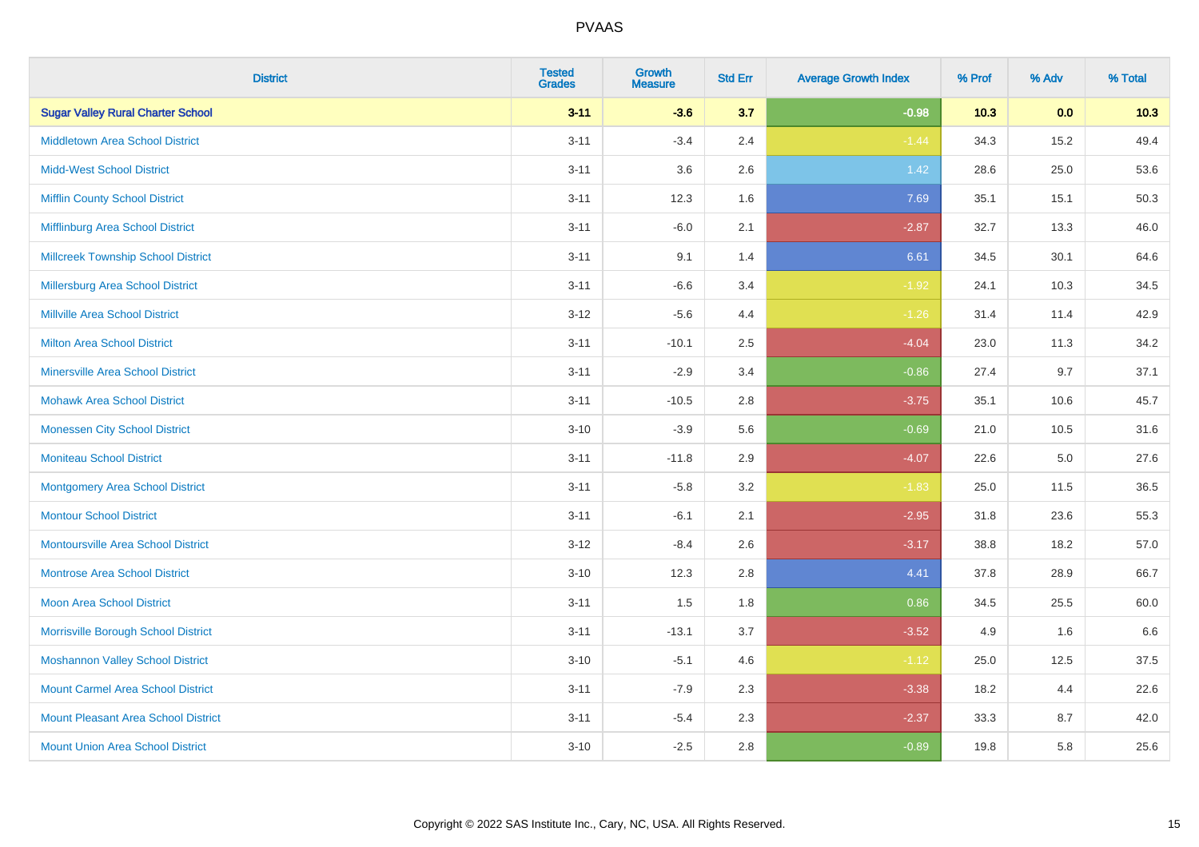# PVAAS

| District | Tested Grades | Growth Measure | Std Err | Average Growth Index | % Prof | % Adv | % Total |
|---|---|---|---|---|---|---|---|
| **Sugar Valley Rural Charter School** | **3-11** | **-3.6** | **3.7** | **-0.98** | **10.3** | **0.0** | **10.3** |
| Middletown Area School District | 3-11 | -3.4 | 2.4 | -1.44 | 34.3 | 15.2 | 49.4 |
| Midd-West School District | 3-11 | 3.6 | 2.6 | 1.42 | 28.6 | 25.0 | 53.6 |
| Mifflin County School District | 3-11 | 12.3 | 1.6 | 7.69 | 35.1 | 15.1 | 50.3 |
| Mifflinburg Area School District | 3-11 | -6.0 | 2.1 | -2.87 | 32.7 | 13.3 | 46.0 |
| Millcreek Township School District | 3-11 | 9.1 | 1.4 | 6.61 | 34.5 | 30.1 | 64.6 |
| Millersburg Area School District | 3-11 | -6.6 | 3.4 | -1.92 | 24.1 | 10.3 | 34.5 |
| Millville Area School District | 3-12 | -5.6 | 4.4 | -1.26 | 31.4 | 11.4 | 42.9 |
| Milton Area School District | 3-11 | -10.1 | 2.5 | -4.04 | 23.0 | 11.3 | 34.2 |
| Minersville Area School District | 3-11 | -2.9 | 3.4 | -0.86 | 27.4 | 9.7 | 37.1 |
| Mohawk Area School District | 3-11 | -10.5 | 2.8 | -3.75 | 35.1 | 10.6 | 45.7 |
| Monessen City School District | 3-10 | -3.9 | 5.6 | -0.69 | 21.0 | 10.5 | 31.6 |
| Moniteau School District | 3-11 | -11.8 | 2.9 | -4.07 | 22.6 | 5.0 | 27.6 |
| Montgomery Area School District | 3-11 | -5.8 | 3.2 | -1.83 | 25.0 | 11.5 | 36.5 |
| Montour School District | 3-11 | -6.1 | 2.1 | -2.95 | 31.8 | 23.6 | 55.3 |
| Montoursville Area School District | 3-12 | -8.4 | 2.6 | -3.17 | 38.8 | 18.2 | 57.0 |
| Montrose Area School District | 3-10 | 12.3 | 2.8 | 4.41 | 37.8 | 28.9 | 66.7 |
| Moon Area School District | 3-11 | 1.5 | 1.8 | 0.86 | 34.5 | 25.5 | 60.0 |
| Morrisville Borough School District | 3-11 | -13.1 | 3.7 | -3.52 | 4.9 | 1.6 | 6.6 |
| Moshannon Valley School District | 3-10 | -5.1 | 4.6 | -1.12 | 25.0 | 12.5 | 37.5 |
| Mount Carmel Area School District | 3-11 | -7.9 | 2.3 | -3.38 | 18.2 | 4.4 | 22.6 |
| Mount Pleasant Area School District | 3-11 | -5.4 | 2.3 | -2.37 | 33.3 | 8.7 | 42.0 |
| Mount Union Area School District | 3-10 | -2.5 | 2.8 | -0.89 | 19.8 | 5.8 | 25.6 |

Copyright © 2022 SAS Institute Inc., Cary, NC, USA. All Rights Reserved.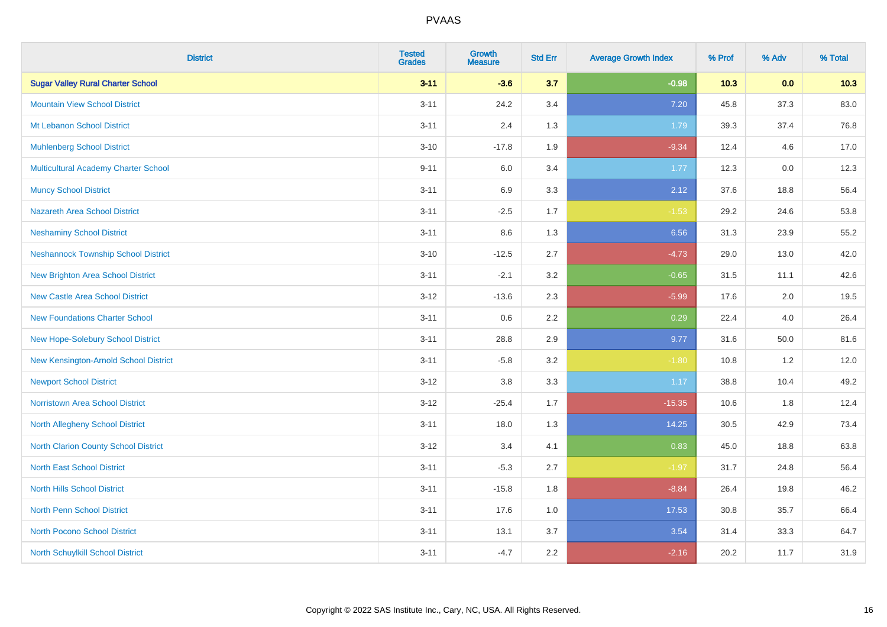# PVAAS

| District | Tested Grades | Growth Measure | Std Err | Average Growth Index | % Prof | % Adv | % Total |
|---|---|---|---|---|---|---|---|
| **Sugar Valley Rural Charter School** | **3-11** | **-3.6** | **3.7** | **-0.98** | **10.3** | **0.0** | **10.3** |
| Mountain View School District | 3-11 | 24.2 | 3.4 | 7.20 | 45.8 | 37.3 | 83.0 |
| Mt Lebanon School District | 3-11 | 2.4 | 1.3 | 1.79 | 39.3 | 37.4 | 76.8 |
| Muhlenberg School District | 3-10 | -17.8 | 1.9 | -9.34 | 12.4 | 4.6 | 17.0 |
| Multicultural Academy Charter School | 9-11 | 6.0 | 3.4 | 1.77 | 12.3 | 0.0 | 12.3 |
| Muncy School District | 3-11 | 6.9 | 3.3 | 2.12 | 37.6 | 18.8 | 56.4 |
| Nazareth Area School District | 3-11 | -2.5 | 1.7 | -1.53 | 29.2 | 24.6 | 53.8 |
| Neshaminy School District | 3-11 | 8.6 | 1.3 | 6.56 | 31.3 | 23.9 | 55.2 |
| Neshannock Township School District | 3-10 | -12.5 | 2.7 | -4.73 | 29.0 | 13.0 | 42.0 |
| New Brighton Area School District | 3-11 | -2.1 | 3.2 | -0.65 | 31.5 | 11.1 | 42.6 |
| New Castle Area School District | 3-12 | -13.6 | 2.3 | -5.99 | 17.6 | 2.0 | 19.5 |
| New Foundations Charter School | 3-11 | 0.6 | 2.2 | 0.29 | 22.4 | 4.0 | 26.4 |
| New Hope-Solebury School District | 3-11 | 28.8 | 2.9 | 9.77 | 31.6 | 50.0 | 81.6 |
| New Kensington-Arnold School District | 3-11 | -5.8 | 3.2 | -1.80 | 10.8 | 1.2 | 12.0 |
| Newport School District | 3-12 | 3.8 | 3.3 | 1.17 | 38.8 | 10.4 | 49.2 |
| Norristown Area School District | 3-12 | -25.4 | 1.7 | -15.35 | 10.6 | 1.8 | 12.4 |
| North Allegheny School District | 3-11 | 18.0 | 1.3 | 14.25 | 30.5 | 42.9 | 73.4 |
| North Clarion County School District | 3-12 | 3.4 | 4.1 | 0.83 | 45.0 | 18.8 | 63.8 |
| North East School District | 3-11 | -5.3 | 2.7 | -1.97 | 31.7 | 24.8 | 56.4 |
| North Hills School District | 3-11 | -15.8 | 1.8 | -8.84 | 26.4 | 19.8 | 46.2 |
| North Penn School District | 3-11 | 17.6 | 1.0 | 17.53 | 30.8 | 35.7 | 66.4 |
| North Pocono School District | 3-11 | 13.1 | 3.7 | 3.54 | 31.4 | 33.3 | 64.7 |
| North Schuylkill School District | 3-11 | -4.7 | 2.2 | -2.16 | 20.2 | 11.7 | 31.9 |

Copyright © 2022 SAS Institute Inc., Cary, NC, USA. All Rights Reserved.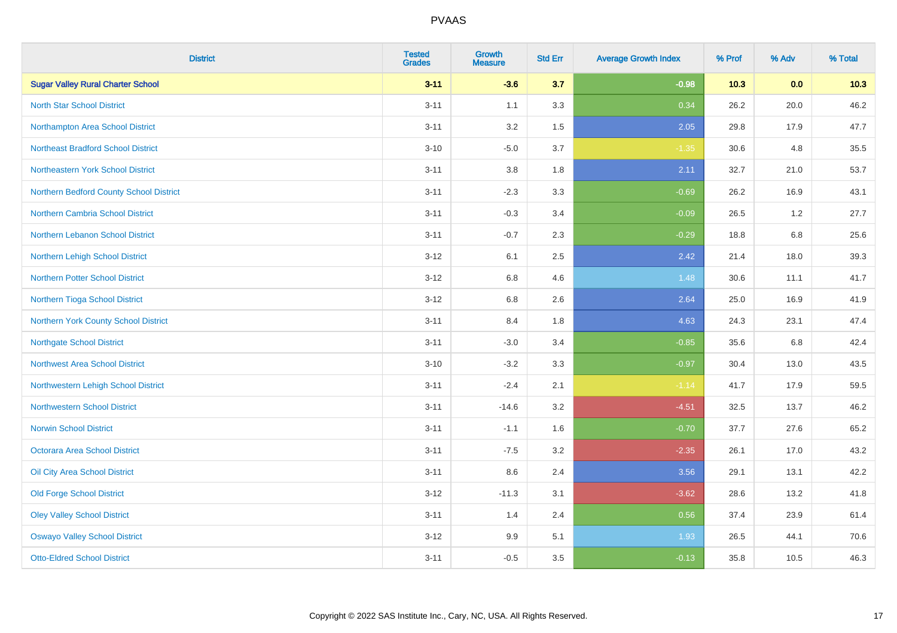# PVAAS

| District | Tested Grades | Growth Measure | Std Err | Average Growth Index | % Prof | % Adv | % Total |
|---|---|---|---|---|---|---|---|
| **Sugar Valley Rural Charter School** | **3-11** | **-3.6** | **3.7** | **-0.98** | **10.3** | **0.0** | **10.3** |
| North Star School District | 3-11 | 1.1 | 3.3 | 0.34 | 26.2 | 20.0 | 46.2 |
| Northampton Area School District | 3-11 | 3.2 | 1.5 | 2.05 | 29.8 | 17.9 | 47.7 |
| Northeast Bradford School District | 3-10 | -5.0 | 3.7 | -1.35 | 30.6 | 4.8 | 35.5 |
| Northeastern York School District | 3-11 | 3.8 | 1.8 | 2.11 | 32.7 | 21.0 | 53.7 |
| Northern Bedford County School District | 3-11 | -2.3 | 3.3 | -0.69 | 26.2 | 16.9 | 43.1 |
| Northern Cambria School District | 3-11 | -0.3 | 3.4 | -0.09 | 26.5 | 1.2 | 27.7 |
| Northern Lebanon School District | 3-11 | -0.7 | 2.3 | -0.29 | 18.8 | 6.8 | 25.6 |
| Northern Lehigh School District | 3-12 | 6.1 | 2.5 | 2.42 | 21.4 | 18.0 | 39.3 |
| Northern Potter School District | 3-12 | 6.8 | 4.6 | 1.48 | 30.6 | 11.1 | 41.7 |
| Northern Tioga School District | 3-12 | 6.8 | 2.6 | 2.64 | 25.0 | 16.9 | 41.9 |
| Northern York County School District | 3-11 | 8.4 | 1.8 | 4.63 | 24.3 | 23.1 | 47.4 |
| Northgate School District | 3-11 | -3.0 | 3.4 | -0.85 | 35.6 | 6.8 | 42.4 |
| Northwest Area School District | 3-10 | -3.2 | 3.3 | -0.97 | 30.4 | 13.0 | 43.5 |
| Northwestern Lehigh School District | 3-11 | -2.4 | 2.1 | -1.14 | 41.7 | 17.9 | 59.5 |
| Northwestern School District | 3-11 | -14.6 | 3.2 | -4.51 | 32.5 | 13.7 | 46.2 |
| Norwin School District | 3-11 | -1.1 | 1.6 | -0.70 | 37.7 | 27.6 | 65.2 |
| Octorara Area School District | 3-11 | -7.5 | 3.2 | -2.35 | 26.1 | 17.0 | 43.2 |
| Oil City Area School District | 3-11 | 8.6 | 2.4 | 3.56 | 29.1 | 13.1 | 42.2 |
| Old Forge School District | 3-12 | -11.3 | 3.1 | -3.62 | 28.6 | 13.2 | 41.8 |
| Oley Valley School District | 3-11 | 1.4 | 2.4 | 0.56 | 37.4 | 23.9 | 61.4 |
| Oswayo Valley School District | 3-12 | 9.9 | 5.1 | 1.93 | 26.5 | 44.1 | 70.6 |
| Otto-Eldred School District | 3-11 | -0.5 | 3.5 | -0.13 | 35.8 | 10.5 | 46.3 |

Copyright © 2022 SAS Institute Inc., Cary, NC, USA. All Rights Reserved.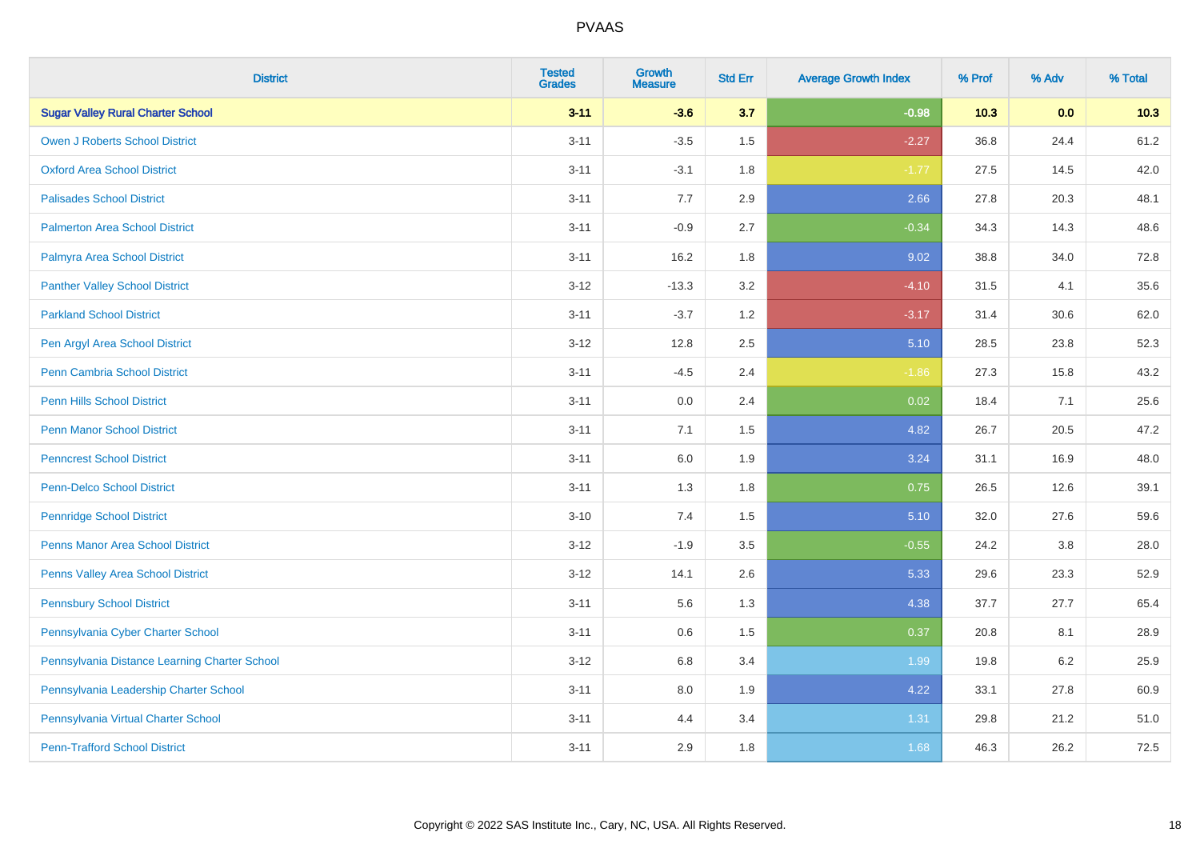# PVAAS

| District | Tested Grades | Growth Measure | Std Err | Average Growth Index | % Prof | % Adv | % Total |
|---|---|---|---|---|---|---|---|
| **Sugar Valley Rural Charter School** | **3-11** | **-3.6** | **3.7** | **-0.98** | **10.3** | **0.0** | **10.3** |
| Owen J Roberts School District | 3-11 | -3.5 | 1.5 | -2.27 | 36.8 | 24.4 | 61.2 |
| Oxford Area School District | 3-11 | -3.1 | 1.8 | -1.77 | 27.5 | 14.5 | 42.0 |
| Palisades School District | 3-11 | 7.7 | 2.9 | 2.66 | 27.8 | 20.3 | 48.1 |
| Palmerton Area School District | 3-11 | -0.9 | 2.7 | -0.34 | 34.3 | 14.3 | 48.6 |
| Palmyra Area School District | 3-11 | 16.2 | 1.8 | 9.02 | 38.8 | 34.0 | 72.8 |
| Panther Valley School District | 3-12 | -13.3 | 3.2 | -4.10 | 31.5 | 4.1 | 35.6 |
| Parkland School District | 3-11 | -3.7 | 1.2 | -3.17 | 31.4 | 30.6 | 62.0 |
| Pen Argyl Area School District | 3-12 | 12.8 | 2.5 | 5.10 | 28.5 | 23.8 | 52.3 |
| Penn Cambria School District | 3-11 | -4.5 | 2.4 | -1.86 | 27.3 | 15.8 | 43.2 |
| Penn Hills School District | 3-11 | 0.0 | 2.4 | 0.02 | 18.4 | 7.1 | 25.6 |
| Penn Manor School District | 3-11 | 7.1 | 1.5 | 4.82 | 26.7 | 20.5 | 47.2 |
| Penncrest School District | 3-11 | 6.0 | 1.9 | 3.24 | 31.1 | 16.9 | 48.0 |
| Penn-Delco School District | 3-11 | 1.3 | 1.8 | 0.75 | 26.5 | 12.6 | 39.1 |
| Pennridge School District | 3-10 | 7.4 | 1.5 | 5.10 | 32.0 | 27.6 | 59.6 |
| Penns Manor Area School District | 3-12 | -1.9 | 3.5 | -0.55 | 24.2 | 3.8 | 28.0 |
| Penns Valley Area School District | 3-12 | 14.1 | 2.6 | 5.33 | 29.6 | 23.3 | 52.9 |
| Pennsbury School District | 3-11 | 5.6 | 1.3 | 4.38 | 37.7 | 27.7 | 65.4 |
| Pennsylvania Cyber Charter School | 3-11 | 0.6 | 1.5 | 0.37 | 20.8 | 8.1 | 28.9 |
| Pennsylvania Distance Learning Charter School | 3-12 | 6.8 | 3.4 | 1.99 | 19.8 | 6.2 | 25.9 |
| Pennsylvania Leadership Charter School | 3-11 | 8.0 | 1.9 | 4.22 | 33.1 | 27.8 | 60.9 |
| Pennsylvania Virtual Charter School | 3-11 | 4.4 | 3.4 | 1.31 | 29.8 | 21.2 | 51.0 |
| Penn-Trafford School District | 3-11 | 2.9 | 1.8 | 1.68 | 46.3 | 26.2 | 72.5 |

Copyright © 2022 SAS Institute Inc., Cary, NC, USA. All Rights Reserved.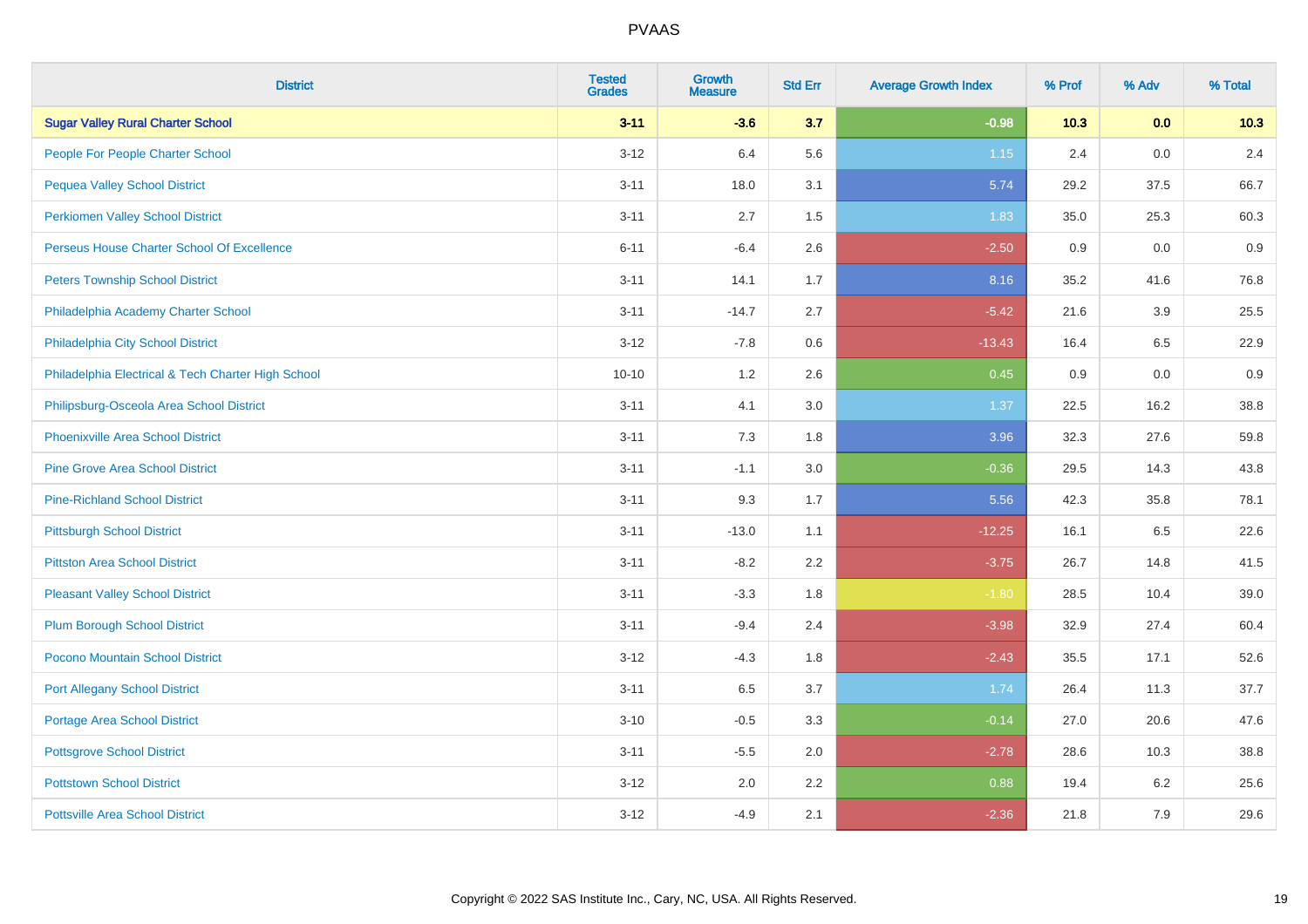# PVAAS

| District | Tested Grades | Growth Measure | Std Err | Average Growth Index | % Prof | % Adv | % Total |
|---|---|---|---|---|---|---|---|
| **Sugar Valley Rural Charter School** | **3-11** | **-3.6** | **3.7** | **-0.98** | **10.3** | **0.0** | **10.3** |
| People For People Charter School | 3-12 | 6.4 | 5.6 | 1.15 | 2.4 | 0.0 | 2.4 |
| Pequea Valley School District | 3-11 | 18.0 | 3.1 | 5.74 | 29.2 | 37.5 | 66.7 |
| Perkiomen Valley School District | 3-11 | 2.7 | 1.5 | 1.83 | 35.0 | 25.3 | 60.3 |
| Perseus House Charter School Of Excellence | 6-11 | -6.4 | 2.6 | -2.50 | 0.9 | 0.0 | 0.9 |
| Peters Township School District | 3-11 | 14.1 | 1.7 | 8.16 | 35.2 | 41.6 | 76.8 |
| Philadelphia Academy Charter School | 3-11 | -14.7 | 2.7 | -5.42 | 21.6 | 3.9 | 25.5 |
| Philadelphia City School District | 3-12 | -7.8 | 0.6 | -13.43 | 16.4 | 6.5 | 22.9 |
| Philadelphia Electrical & Tech Charter High School | 10-10 | 1.2 | 2.6 | 0.45 | 0.9 | 0.0 | 0.9 |
| Philipsburg-Osceola Area School District | 3-11 | 4.1 | 3.0 | 1.37 | 22.5 | 16.2 | 38.8 |
| Phoenixville Area School District | 3-11 | 7.3 | 1.8 | 3.96 | 32.3 | 27.6 | 59.8 |
| Pine Grove Area School District | 3-11 | -1.1 | 3.0 | -0.36 | 29.5 | 14.3 | 43.8 |
| Pine-Richland School District | 3-11 | 9.3 | 1.7 | 5.56 | 42.3 | 35.8 | 78.1 |
| Pittsburgh School District | 3-11 | -13.0 | 1.1 | -12.25 | 16.1 | 6.5 | 22.6 |
| Pittston Area School District | 3-11 | -8.2 | 2.2 | -3.75 | 26.7 | 14.8 | 41.5 |
| Pleasant Valley School District | 3-11 | -3.3 | 1.8 | -1.80 | 28.5 | 10.4 | 39.0 |
| Plum Borough School District | 3-11 | -9.4 | 2.4 | -3.98 | 32.9 | 27.4 | 60.4 |
| Pocono Mountain School District | 3-12 | -4.3 | 1.8 | -2.43 | 35.5 | 17.1 | 52.6 |
| Port Allegany School District | 3-11 | 6.5 | 3.7 | 1.74 | 26.4 | 11.3 | 37.7 |
| Portage Area School District | 3-10 | -0.5 | 3.3 | -0.14 | 27.0 | 20.6 | 47.6 |
| Pottsgrove School District | 3-11 | -5.5 | 2.0 | -2.78 | 28.6 | 10.3 | 38.8 |
| Pottstown School District | 3-12 | 2.0 | 2.2 | 0.88 | 19.4 | 6.2 | 25.6 |
| Pottsville Area School District | 3-12 | -4.9 | 2.1 | -2.36 | 21.8 | 7.9 | 29.6 |

Copyright © 2022 SAS Institute Inc., Cary, NC, USA. All Rights Reserved.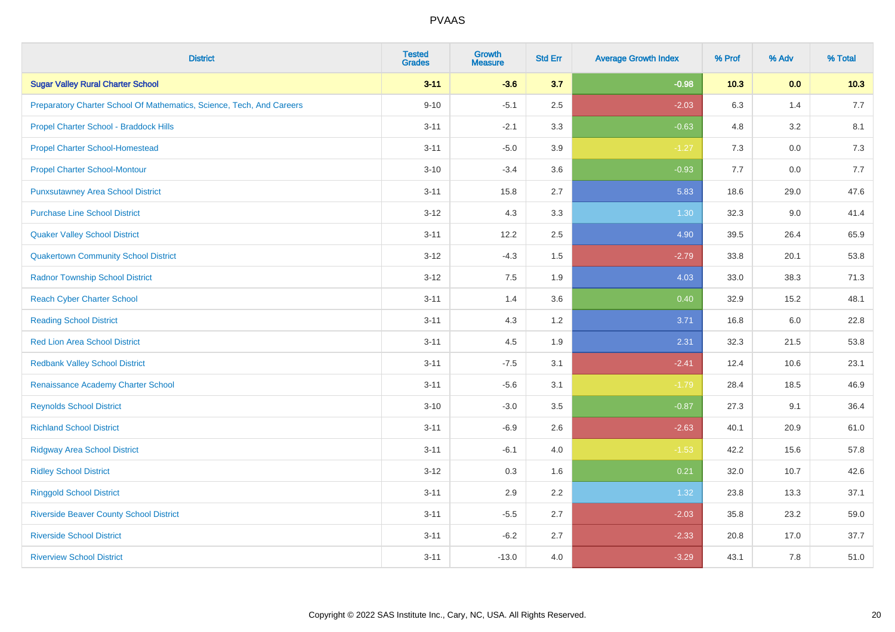| District | Tested Grades | Growth Measure | Std Err | Average Growth Index | % Prof | % Adv | % Total |
|---|---|---|---|---|---|---|---|
| **Sugar Valley Rural Charter School** | **3-11** | **-3.6** | **3.7** | **-0.98** | **10.3** | **0.0** | **10.3** |
| Preparatory Charter School Of Mathematics, Science, Tech, And Careers | 9-10 | -5.1 | 2.5 | -2.03 | 6.3 | 1.4 | 7.7 |
| Propel Charter School - Braddock Hills | 3-11 | -2.1 | 3.3 | -0.63 | 4.8 | 3.2 | 8.1 |
| Propel Charter School-Homestead | 3-11 | -5.0 | 3.9 | -1.27 | 7.3 | 0.0 | 7.3 |
| Propel Charter School-Montour | 3-10 | -3.4 | 3.6 | -0.93 | 7.7 | 0.0 | 7.7 |
| Punxsutawney Area School District | 3-11 | 15.8 | 2.7 | 5.83 | 18.6 | 29.0 | 47.6 |
| Purchase Line School District | 3-12 | 4.3 | 3.3 | 1.30 | 32.3 | 9.0 | 41.4 |
| Quaker Valley School District | 3-11 | 12.2 | 2.5 | 4.90 | 39.5 | 26.4 | 65.9 |
| Quakertown Community School District | 3-12 | -4.3 | 1.5 | -2.79 | 33.8 | 20.1 | 53.8 |
| Radnor Township School District | 3-12 | 7.5 | 1.9 | 4.03 | 33.0 | 38.3 | 71.3 |
| Reach Cyber Charter School | 3-11 | 1.4 | 3.6 | 0.40 | 32.9 | 15.2 | 48.1 |
| Reading School District | 3-11 | 4.3 | 1.2 | 3.71 | 16.8 | 6.0 | 22.8 |
| Red Lion Area School District | 3-11 | 4.5 | 1.9 | 2.31 | 32.3 | 21.5 | 53.8 |
| Redbank Valley School District | 3-11 | -7.5 | 3.1 | -2.41 | 12.4 | 10.6 | 23.1 |
| Renaissance Academy Charter School | 3-11 | -5.6 | 3.1 | -1.79 | 28.4 | 18.5 | 46.9 |
| Reynolds School District | 3-10 | -3.0 | 3.5 | -0.87 | 27.3 | 9.1 | 36.4 |
| Richland School District | 3-11 | -6.9 | 2.6 | -2.63 | 40.1 | 20.9 | 61.0 |
| Ridgway Area School District | 3-11 | -6.1 | 4.0 | -1.53 | 42.2 | 15.6 | 57.8 |
| Ridley School District | 3-12 | 0.3 | 1.6 | 0.21 | 32.0 | 10.7 | 42.6 |
| Ringgold School District | 3-11 | 2.9 | 2.2 | 1.32 | 23.8 | 13.3 | 37.1 |
| Riverside Beaver County School District | 3-11 | -5.5 | 2.7 | -2.03 | 35.8 | 23.2 | 59.0 |
| Riverside School District | 3-11 | -6.2 | 2.7 | -2.33 | 20.8 | 17.0 | 37.7 |
| Riverview School District | 3-11 | -13.0 | 4.0 | -3.29 | 43.1 | 7.8 | 51.0 |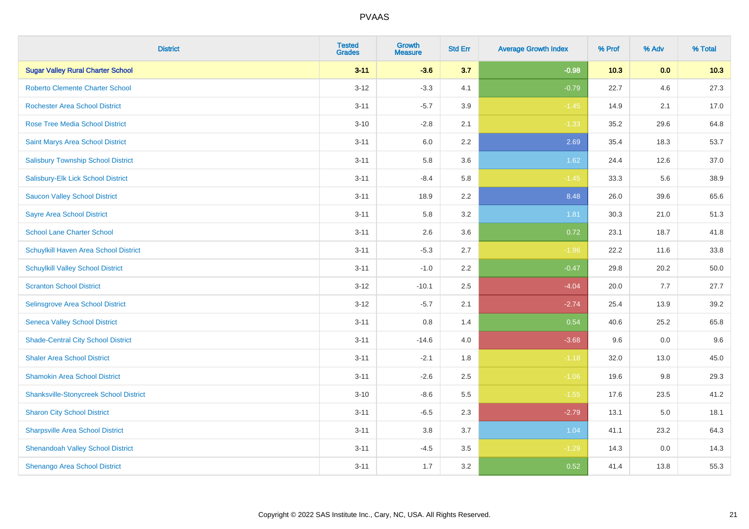# PVAAS

| District | Tested Grades | Growth Measure | Std Err | Average Growth Index | % Prof | % Adv | % Total |
|---|---|---|---|---|---|---|---|
| **Sugar Valley Rural Charter School** | **3-11** | **-3.6** | **3.7** | **-0.98** | **10.3** | **0.0** | **10.3** |
| Roberto Clemente Charter School | 3-12 | -3.3 | 4.1 | -0.79 | 22.7 | 4.6 | 27.3 |
| Rochester Area School District | 3-11 | -5.7 | 3.9 | -1.45 | 14.9 | 2.1 | 17.0 |
| Rose Tree Media School District | 3-10 | -2.8 | 2.1 | -1.33 | 35.2 | 29.6 | 64.8 |
| Saint Marys Area School District | 3-11 | 6.0 | 2.2 | 2.69 | 35.4 | 18.3 | 53.7 |
| Salisbury Township School District | 3-11 | 5.8 | 3.6 | 1.62 | 24.4 | 12.6 | 37.0 |
| Salisbury-Elk Lick School District | 3-11 | -8.4 | 5.8 | -1.45 | 33.3 | 5.6 | 38.9 |
| Saucon Valley School District | 3-11 | 18.9 | 2.2 | 8.48 | 26.0 | 39.6 | 65.6 |
| Sayre Area School District | 3-11 | 5.8 | 3.2 | 1.81 | 30.3 | 21.0 | 51.3 |
| School Lane Charter School | 3-11 | 2.6 | 3.6 | 0.72 | 23.1 | 18.7 | 41.8 |
| Schuylkill Haven Area School District | 3-11 | -5.3 | 2.7 | -1.96 | 22.2 | 11.6 | 33.8 |
| Schuylkill Valley School District | 3-11 | -1.0 | 2.2 | -0.47 | 29.8 | 20.2 | 50.0 |
| Scranton School District | 3-12 | -10.1 | 2.5 | -4.04 | 20.0 | 7.7 | 27.7 |
| Selinsgrove Area School District | 3-12 | -5.7 | 2.1 | -2.74 | 25.4 | 13.9 | 39.2 |
| Seneca Valley School District | 3-11 | 0.8 | 1.4 | 0.54 | 40.6 | 25.2 | 65.8 |
| Shade-Central City School District | 3-11 | -14.6 | 4.0 | -3.68 | 9.6 | 0.0 | 9.6 |
| Shaler Area School District | 3-11 | -2.1 | 1.8 | -1.18 | 32.0 | 13.0 | 45.0 |
| Shamokin Area School District | 3-11 | -2.6 | 2.5 | -1.06 | 19.6 | 9.8 | 29.3 |
| Shanksville-Stonycreek School District | 3-10 | -8.6 | 5.5 | -1.55 | 17.6 | 23.5 | 41.2 |
| Sharon City School District | 3-11 | -6.5 | 2.3 | -2.79 | 13.1 | 5.0 | 18.1 |
| Sharpsville Area School District | 3-11 | 3.8 | 3.7 | 1.04 | 41.1 | 23.2 | 64.3 |
| Shenandoah Valley School District | 3-11 | -4.5 | 3.5 | -1.29 | 14.3 | 0.0 | 14.3 |
| Shenango Area School District | 3-11 | 1.7 | 3.2 | 0.52 | 41.4 | 13.8 | 55.3 |

Copyright © 2022 SAS Institute Inc., Cary, NC, USA. All Rights Reserved.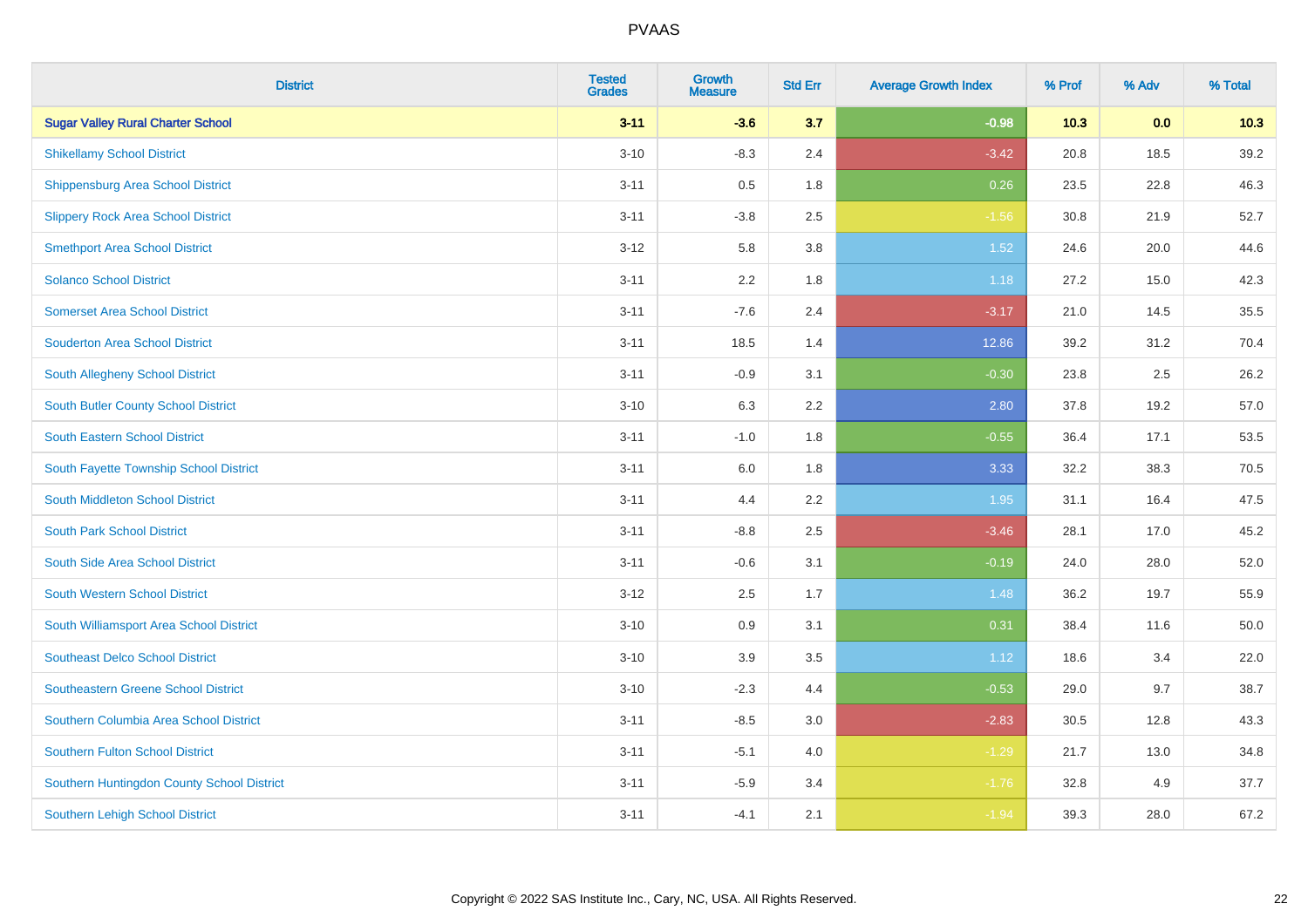PVAAS

| District | Tested Grades | Growth Measure | Std Err | Average Growth Index | % Prof | % Adv | % Total |
|---|---|---|---|---|---|---|---|
| **Sugar Valley Rural Charter School** | **3-11** | **-3.6** | **3.7** | **-0.98** | **10.3** | **0.0** | **10.3** |
| Shikellamy School District | 3-10 | -8.3 | 2.4 | -3.42 | 20.8 | 18.5 | 39.2 |
| Shippensburg Area School District | 3-11 | 0.5 | 1.8 | 0.26 | 23.5 | 22.8 | 46.3 |
| Slippery Rock Area School District | 3-11 | -3.8 | 2.5 | -1.56 | 30.8 | 21.9 | 52.7 |
| Smethport Area School District | 3-12 | 5.8 | 3.8 | 1.52 | 24.6 | 20.0 | 44.6 |
| Solanco School District | 3-11 | 2.2 | 1.8 | 1.18 | 27.2 | 15.0 | 42.3 |
| Somerset Area School District | 3-11 | -7.6 | 2.4 | -3.17 | 21.0 | 14.5 | 35.5 |
| Souderton Area School District | 3-11 | 18.5 | 1.4 | 12.86 | 39.2 | 31.2 | 70.4 |
| South Allegheny School District | 3-11 | -0.9 | 3.1 | -0.30 | 23.8 | 2.5 | 26.2 |
| South Butler County School District | 3-10 | 6.3 | 2.2 | 2.80 | 37.8 | 19.2 | 57.0 |
| South Eastern School District | 3-11 | -1.0 | 1.8 | -0.55 | 36.4 | 17.1 | 53.5 |
| South Fayette Township School District | 3-11 | 6.0 | 1.8 | 3.33 | 32.2 | 38.3 | 70.5 |
| South Middleton School District | 3-11 | 4.4 | 2.2 | 1.95 | 31.1 | 16.4 | 47.5 |
| South Park School District | 3-11 | -8.8 | 2.5 | -3.46 | 28.1 | 17.0 | 45.2 |
| South Side Area School District | 3-11 | -0.6 | 3.1 | -0.19 | 24.0 | 28.0 | 52.0 |
| South Western School District | 3-12 | 2.5 | 1.7 | 1.48 | 36.2 | 19.7 | 55.9 |
| South Williamsport Area School District | 3-10 | 0.9 | 3.1 | 0.31 | 38.4 | 11.6 | 50.0 |
| Southeast Delco School District | 3-10 | 3.9 | 3.5 | 1.12 | 18.6 | 3.4 | 22.0 |
| Southeastern Greene School District | 3-10 | -2.3 | 4.4 | -0.53 | 29.0 | 9.7 | 38.7 |
| Southern Columbia Area School District | 3-11 | -8.5 | 3.0 | -2.83 | 30.5 | 12.8 | 43.3 |
| Southern Fulton School District | 3-11 | -5.1 | 4.0 | -1.29 | 21.7 | 13.0 | 34.8 |
| Southern Huntingdon County School District | 3-11 | -5.9 | 3.4 | -1.76 | 32.8 | 4.9 | 37.7 |
| Southern Lehigh School District | 3-11 | -4.1 | 2.1 | -1.94 | 39.3 | 28.0 | 67.2 |

Copyright © 2022 SAS Institute Inc., Cary, NC, USA. All Rights Reserved.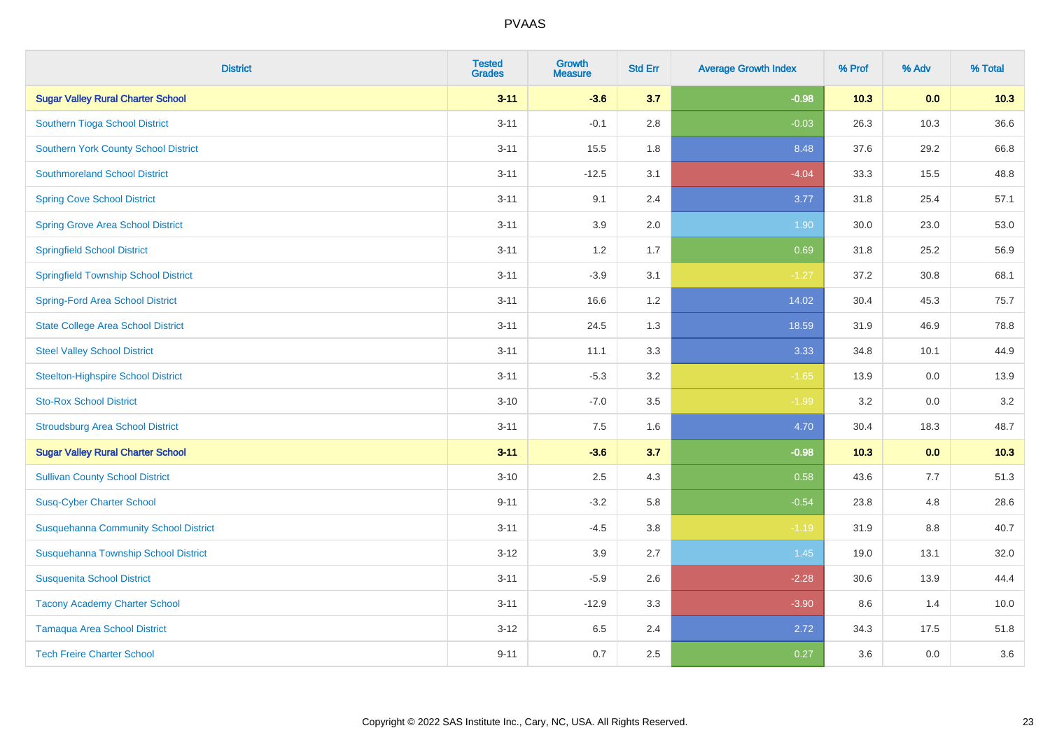| District | Tested Grades | Growth Measure | Std Err | Average Growth Index | % Prof | % Adv | % Total |
|---|---|---|---|---|---|---|---|
| **Sugar Valley Rural Charter School** | **3-11** | **-3.6** | **3.7** | **-0.98** | **10.3** | **0.0** | **10.3** |
| Southern Tioga School District | 3-11 | -0.1 | 2.8 | -0.03 | 26.3 | 10.3 | 36.6 |
| Southern York County School District | 3-11 | 15.5 | 1.8 | 8.48 | 37.6 | 29.2 | 66.8 |
| Southmoreland School District | 3-11 | -12.5 | 3.1 | -4.04 | 33.3 | 15.5 | 48.8 |
| Spring Cove School District | 3-11 | 9.1 | 2.4 | 3.77 | 31.8 | 25.4 | 57.1 |
| Spring Grove Area School District | 3-11 | 3.9 | 2.0 | 1.90 | 30.0 | 23.0 | 53.0 |
| Springfield School District | 3-11 | 1.2 | 1.7 | 0.69 | 31.8 | 25.2 | 56.9 |
| Springfield Township School District | 3-11 | -3.9 | 3.1 | -1.27 | 37.2 | 30.8 | 68.1 |
| Spring-Ford Area School District | 3-11 | 16.6 | 1.2 | 14.02 | 30.4 | 45.3 | 75.7 |
| State College Area School District | 3-11 | 24.5 | 1.3 | 18.59 | 31.9 | 46.9 | 78.8 |
| Steel Valley School District | 3-11 | 11.1 | 3.3 | 3.33 | 34.8 | 10.1 | 44.9 |
| Steelton-Highspire School District | 3-11 | -5.3 | 3.2 | -1.65 | 13.9 | 0.0 | 13.9 |
| Sto-Rox School District | 3-10 | -7.0 | 3.5 | -1.99 | 3.2 | 0.0 | 3.2 |
| Stroudsburg Area School District | 3-11 | 7.5 | 1.6 | 4.70 | 30.4 | 18.3 | 48.7 |
| **Sugar Valley Rural Charter School** | **3-11** | **-3.6** | **3.7** | **-0.98** | **10.3** | **0.0** | **10.3** |
| Sullivan County School District | 3-10 | 2.5 | 4.3 | 0.58 | 43.6 | 7.7 | 51.3 |
| Susq-Cyber Charter School | 9-11 | -3.2 | 5.8 | -0.54 | 23.8 | 4.8 | 28.6 |
| Susquehanna Community School District | 3-11 | -4.5 | 3.8 | -1.19 | 31.9 | 8.8 | 40.7 |
| Susquehanna Township School District | 3-12 | 3.9 | 2.7 | 1.45 | 19.0 | 13.1 | 32.0 |
| Susquenita School District | 3-11 | -5.9 | 2.6 | -2.28 | 30.6 | 13.9 | 44.4 |
| Tacony Academy Charter School | 3-11 | -12.9 | 3.3 | -3.90 | 8.6 | 1.4 | 10.0 |
| Tamaqua Area School District | 3-12 | 6.5 | 2.4 | 2.72 | 34.3 | 17.5 | 51.8 |
| Tech Freire Charter School | 9-11 | 0.7 | 2.5 | 0.27 | 3.6 | 0.0 | 3.6 |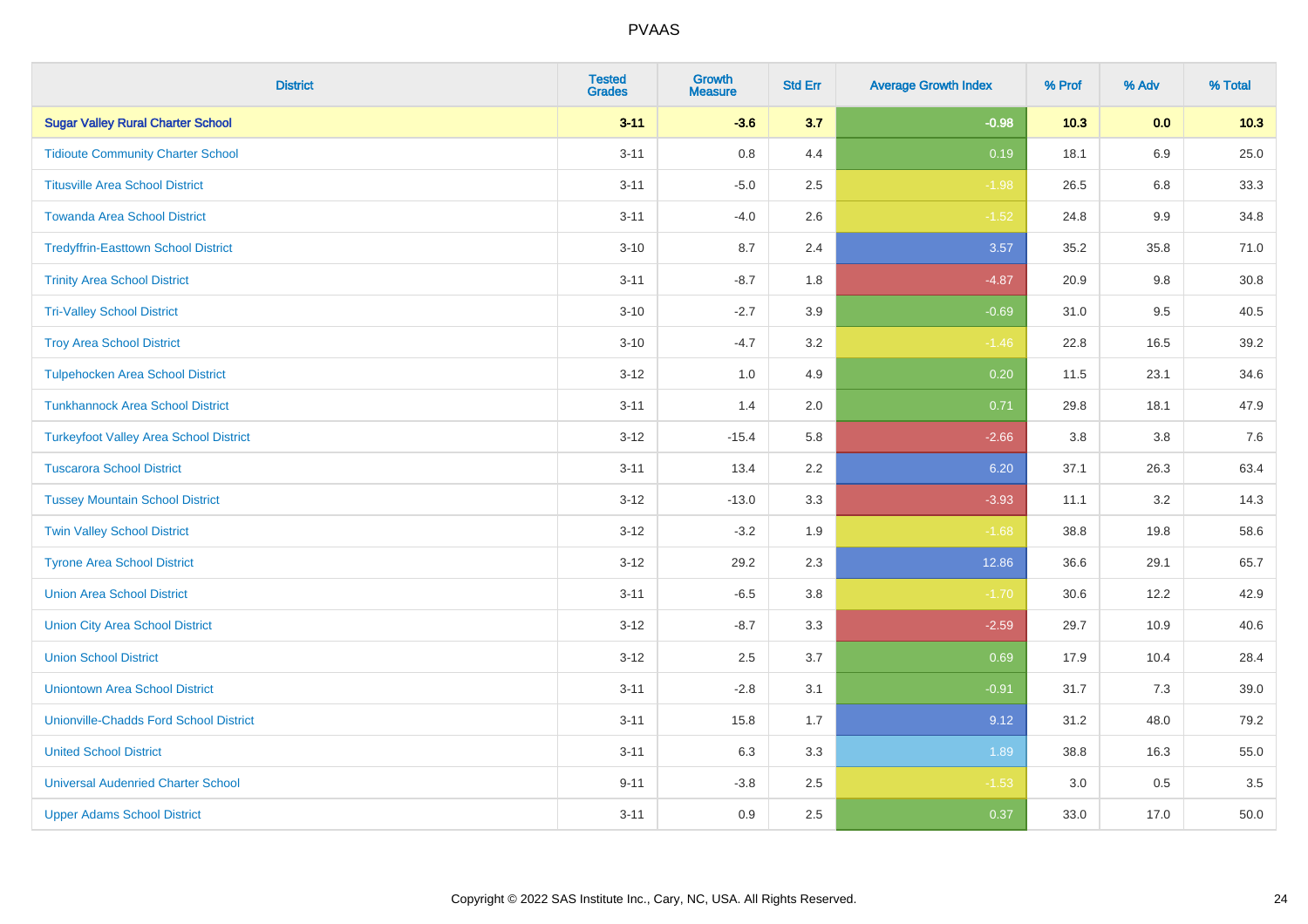| District | Tested Grades | Growth Measure | Std Err | Average Growth Index | % Prof | % Adv | % Total |
|---|---|---|---|---|---|---|---|
| **Sugar Valley Rural Charter School** | **3-11** | **-3.6** | **3.7** | **-0.98** | **10.3** | **0.0** | **10.3** |
| Tidioute Community Charter School | 3-11 | 0.8 | 4.4 | 0.19 | 18.1 | 6.9 | 25.0 |
| Titusville Area School District | 3-11 | -5.0 | 2.5 | -1.98 | 26.5 | 6.8 | 33.3 |
| Towanda Area School District | 3-11 | -4.0 | 2.6 | -1.52 | 24.8 | 9.9 | 34.8 |
| Tredyffrin-Easttown School District | 3-10 | 8.7 | 2.4 | 3.57 | 35.2 | 35.8 | 71.0 |
| Trinity Area School District | 3-11 | -8.7 | 1.8 | -4.87 | 20.9 | 9.8 | 30.8 |
| Tri-Valley School District | 3-10 | -2.7 | 3.9 | -0.69 | 31.0 | 9.5 | 40.5 |
| Troy Area School District | 3-10 | -4.7 | 3.2 | -1.46 | 22.8 | 16.5 | 39.2 |
| Tulpehocken Area School District | 3-12 | 1.0 | 4.9 | 0.20 | 11.5 | 23.1 | 34.6 |
| Tunkhannock Area School District | 3-11 | 1.4 | 2.0 | 0.71 | 29.8 | 18.1 | 47.9 |
| Turkeyfoot Valley Area School District | 3-12 | -15.4 | 5.8 | -2.66 | 3.8 | 3.8 | 7.6 |
| Tuscarora School District | 3-11 | 13.4 | 2.2 | 6.20 | 37.1 | 26.3 | 63.4 |
| Tussey Mountain School District | 3-12 | -13.0 | 3.3 | -3.93 | 11.1 | 3.2 | 14.3 |
| Twin Valley School District | 3-12 | -3.2 | 1.9 | -1.68 | 38.8 | 19.8 | 58.6 |
| Tyrone Area School District | 3-12 | 29.2 | 2.3 | 12.86 | 36.6 | 29.1 | 65.7 |
| Union Area School District | 3-11 | -6.5 | 3.8 | -1.70 | 30.6 | 12.2 | 42.9 |
| Union City Area School District | 3-12 | -8.7 | 3.3 | -2.59 | 29.7 | 10.9 | 40.6 |
| Union School District | 3-12 | 2.5 | 3.7 | 0.69 | 17.9 | 10.4 | 28.4 |
| Uniontown Area School District | 3-11 | -2.8 | 3.1 | -0.91 | 31.7 | 7.3 | 39.0 |
| Unionville-Chadds Ford School District | 3-11 | 15.8 | 1.7 | 9.12 | 31.2 | 48.0 | 79.2 |
| United School District | 3-11 | 6.3 | 3.3 | 1.89 | 38.8 | 16.3 | 55.0 |
| Universal Audenried Charter School | 9-11 | -3.8 | 2.5 | -1.53 | 3.0 | 0.5 | 3.5 |
| Upper Adams School District | 3-11 | 0.9 | 2.5 | 0.37 | 33.0 | 17.0 | 50.0 |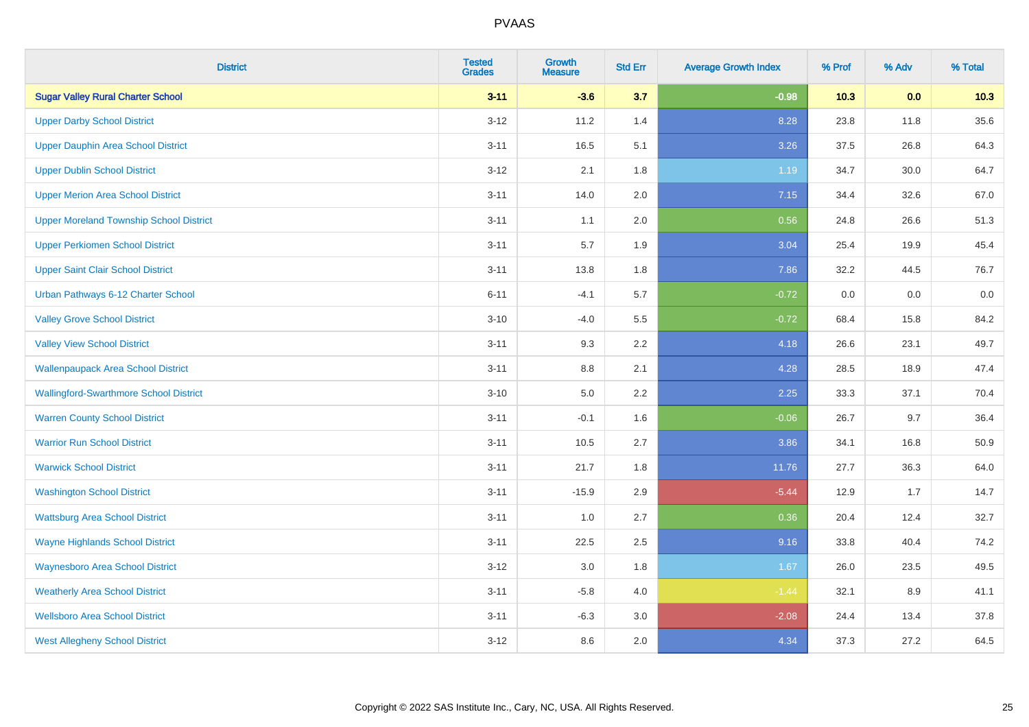# PVAAS

| District | Tested Grades | Growth Measure | Std Err | Average Growth Index | % Prof | % Adv | % Total |
|---|---|---|---|---|---|---|---|
| **Sugar Valley Rural Charter School** | **3-11** | **-3.6** | **3.7** | **-0.98** | **10.3** | **0.0** | **10.3** |
| Upper Darby School District | 3-12 | 11.2 | 1.4 | 8.28 | 23.8 | 11.8 | 35.6 |
| Upper Dauphin Area School District | 3-11 | 16.5 | 5.1 | 3.26 | 37.5 | 26.8 | 64.3 |
| Upper Dublin School District | 3-12 | 2.1 | 1.8 | 1.19 | 34.7 | 30.0 | 64.7 |
| Upper Merion Area School District | 3-11 | 14.0 | 2.0 | 7.15 | 34.4 | 32.6 | 67.0 |
| Upper Moreland Township School District | 3-11 | 1.1 | 2.0 | 0.56 | 24.8 | 26.6 | 51.3 |
| Upper Perkiomen School District | 3-11 | 5.7 | 1.9 | 3.04 | 25.4 | 19.9 | 45.4 |
| Upper Saint Clair School District | 3-11 | 13.8 | 1.8 | 7.86 | 32.2 | 44.5 | 76.7 |
| Urban Pathways 6-12 Charter School | 6-11 | -4.1 | 5.7 | -0.72 | 0.0 | 0.0 | 0.0 |
| Valley Grove School District | 3-10 | -4.0 | 5.5 | -0.72 | 68.4 | 15.8 | 84.2 |
| Valley View School District | 3-11 | 9.3 | 2.2 | 4.18 | 26.6 | 23.1 | 49.7 |
| Wallenpaupack Area School District | 3-11 | 8.8 | 2.1 | 4.28 | 28.5 | 18.9 | 47.4 |
| Wallingford-Swarthmore School District | 3-10 | 5.0 | 2.2 | 2.25 | 33.3 | 37.1 | 70.4 |
| Warren County School District | 3-11 | -0.1 | 1.6 | -0.06 | 26.7 | 9.7 | 36.4 |
| Warrior Run School District | 3-11 | 10.5 | 2.7 | 3.86 | 34.1 | 16.8 | 50.9 |
| Warwick School District | 3-11 | 21.7 | 1.8 | 11.76 | 27.7 | 36.3 | 64.0 |
| Washington School District | 3-11 | -15.9 | 2.9 | -5.44 | 12.9 | 1.7 | 14.7 |
| Wattsburg Area School District | 3-11 | 1.0 | 2.7 | 0.36 | 20.4 | 12.4 | 32.7 |
| Wayne Highlands School District | 3-11 | 22.5 | 2.5 | 9.16 | 33.8 | 40.4 | 74.2 |
| Waynesboro Area School District | 3-12 | 3.0 | 1.8 | 1.67 | 26.0 | 23.5 | 49.5 |
| Weatherly Area School District | 3-11 | -5.8 | 4.0 | -1.44 | 32.1 | 8.9 | 41.1 |
| Wellsboro Area School District | 3-11 | -6.3 | 3.0 | -2.08 | 24.4 | 13.4 | 37.8 |
| West Allegheny School District | 3-12 | 8.6 | 2.0 | 4.34 | 37.3 | 27.2 | 64.5 |

Copyright © 2022 SAS Institute Inc., Cary, NC, USA. All Rights Reserved.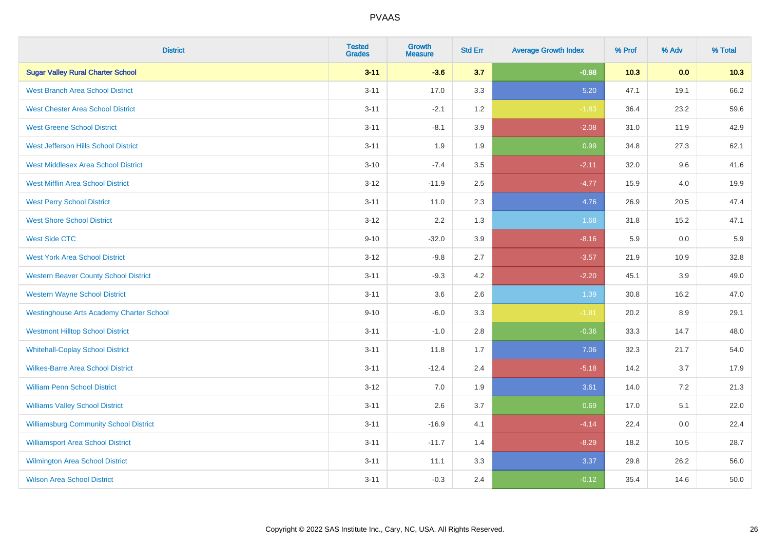| District | Tested Grades | Growth Measure | Std Err | Average Growth Index | % Prof | % Adv | % Total |
|---|---|---|---|---|---|---|---|
| **Sugar Valley Rural Charter School** | **3-11** | **-3.6** | **3.7** | **-0.98** | **10.3** | **0.0** | **10.3** |
| West Branch Area School District | 3-11 | 17.0 | 3.3 | 5.20 | 47.1 | 19.1 | 66.2 |
| West Chester Area School District | 3-11 | -2.1 | 1.2 | -1.83 | 36.4 | 23.2 | 59.6 |
| West Greene School District | 3-11 | -8.1 | 3.9 | -2.08 | 31.0 | 11.9 | 42.9 |
| West Jefferson Hills School District | 3-11 | 1.9 | 1.9 | 0.99 | 34.8 | 27.3 | 62.1 |
| West Middlesex Area School District | 3-10 | -7.4 | 3.5 | -2.11 | 32.0 | 9.6 | 41.6 |
| West Mifflin Area School District | 3-12 | -11.9 | 2.5 | -4.77 | 15.9 | 4.0 | 19.9 |
| West Perry School District | 3-11 | 11.0 | 2.3 | 4.76 | 26.9 | 20.5 | 47.4 |
| West Shore School District | 3-12 | 2.2 | 1.3 | 1.68 | 31.8 | 15.2 | 47.1 |
| West Side CTC | 9-10 | -32.0 | 3.9 | -8.16 | 5.9 | 0.0 | 5.9 |
| West York Area School District | 3-12 | -9.8 | 2.7 | -3.57 | 21.9 | 10.9 | 32.8 |
| Western Beaver County School District | 3-11 | -9.3 | 4.2 | -2.20 | 45.1 | 3.9 | 49.0 |
| Western Wayne School District | 3-11 | 3.6 | 2.6 | 1.39 | 30.8 | 16.2 | 47.0 |
| Westinghouse Arts Academy Charter School | 9-10 | -6.0 | 3.3 | -1.81 | 20.2 | 8.9 | 29.1 |
| Westmont Hilltop School District | 3-11 | -1.0 | 2.8 | -0.36 | 33.3 | 14.7 | 48.0 |
| Whitehall-Coplay School District | 3-11 | 11.8 | 1.7 | 7.06 | 32.3 | 21.7 | 54.0 |
| Wilkes-Barre Area School District | 3-11 | -12.4 | 2.4 | -5.18 | 14.2 | 3.7 | 17.9 |
| William Penn School District | 3-12 | 7.0 | 1.9 | 3.61 | 14.0 | 7.2 | 21.3 |
| Williams Valley School District | 3-11 | 2.6 | 3.7 | 0.69 | 17.0 | 5.1 | 22.0 |
| Williamsburg Community School District | 3-11 | -16.9 | 4.1 | -4.14 | 22.4 | 0.0 | 22.4 |
| Williamsport Area School District | 3-11 | -11.7 | 1.4 | -8.29 | 18.2 | 10.5 | 28.7 |
| Wilmington Area School District | 3-11 | 11.1 | 3.3 | 3.37 | 29.8 | 26.2 | 56.0 |
| Wilson Area School District | 3-11 | -0.3 | 2.4 | -0.12 | 35.4 | 14.6 | 50.0 |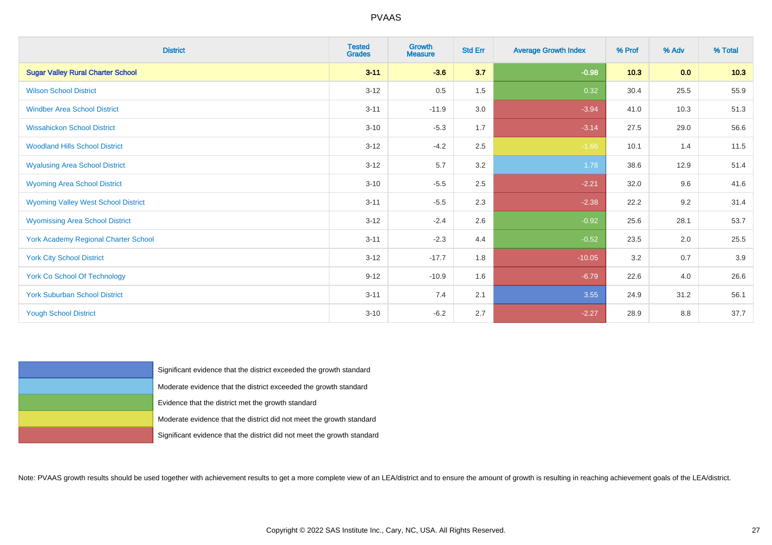# PVAAS

| District | Tested Grades | Growth Measure | Std Err | Average Growth Index | % Prof | % Adv | % Total |
|---|---|---|---|---|---|---|---|
| **Sugar Valley Rural Charter School** | **3-11** | **-3.6** | **3.7** | **-0.98** | **10.3** | **0.0** | **10.3** |
| Wilson School District | 3-12 | 0.5 | 1.5 | 0.32 | 30.4 | 25.5 | 55.9 |
| Windber Area School District | 3-11 | -11.9 | 3.0 | -3.94 | 41.0 | 10.3 | 51.3 |
| Wissahickon School District | 3-10 | -5.3 | 1.7 | -3.14 | 27.5 | 29.0 | 56.6 |
| Woodland Hills School District | 3-12 | -4.2 | 2.5 | -1.66 | 10.1 | 1.4 | 11.5 |
| Wyalusing Area School District | 3-12 | 5.7 | 3.2 | 1.78 | 38.6 | 12.9 | 51.4 |
| Wyoming Area School District | 3-10 | -5.5 | 2.5 | -2.21 | 32.0 | 9.6 | 41.6 |
| Wyoming Valley West School District | 3-11 | -5.5 | 2.3 | -2.38 | 22.2 | 9.2 | 31.4 |
| Wyomissing Area School District | 3-12 | -2.4 | 2.6 | -0.92 | 25.6 | 28.1 | 53.7 |
| York Academy Regional Charter School | 3-11 | -2.3 | 4.4 | -0.52 | 23.5 | 2.0 | 25.5 |
| York City School District | 3-12 | -17.7 | 1.8 | -10.05 | 3.2 | 0.7 | 3.9 |
| York Co School Of Technology | 9-12 | -10.9 | 1.6 | -6.79 | 22.6 | 4.0 | 26.6 |
| York Suburban School District | 3-11 | 7.4 | 2.1 | 3.55 | 24.9 | 31.2 | 56.1 |
| Yough School District | 3-10 | -6.2 | 2.7 | -2.27 | 28.9 | 8.8 | 37.7 |

Significant evidence that the district exceeded the growth standard

Moderate evidence that the district exceeded the growth standard

Evidence that the district met the growth standard

Moderate evidence that the district did not meet the growth standard

Significant evidence that the district did not meet the growth standard

Note: PVAAS growth results should be used together with achievement results to get a more complete view of an LEA/district and to ensure the amount of growth is resulting in reaching achievement goals of the LEA/district.

Copyright © 2022 SAS Institute Inc., Cary, NC, USA. All Rights Reserved.